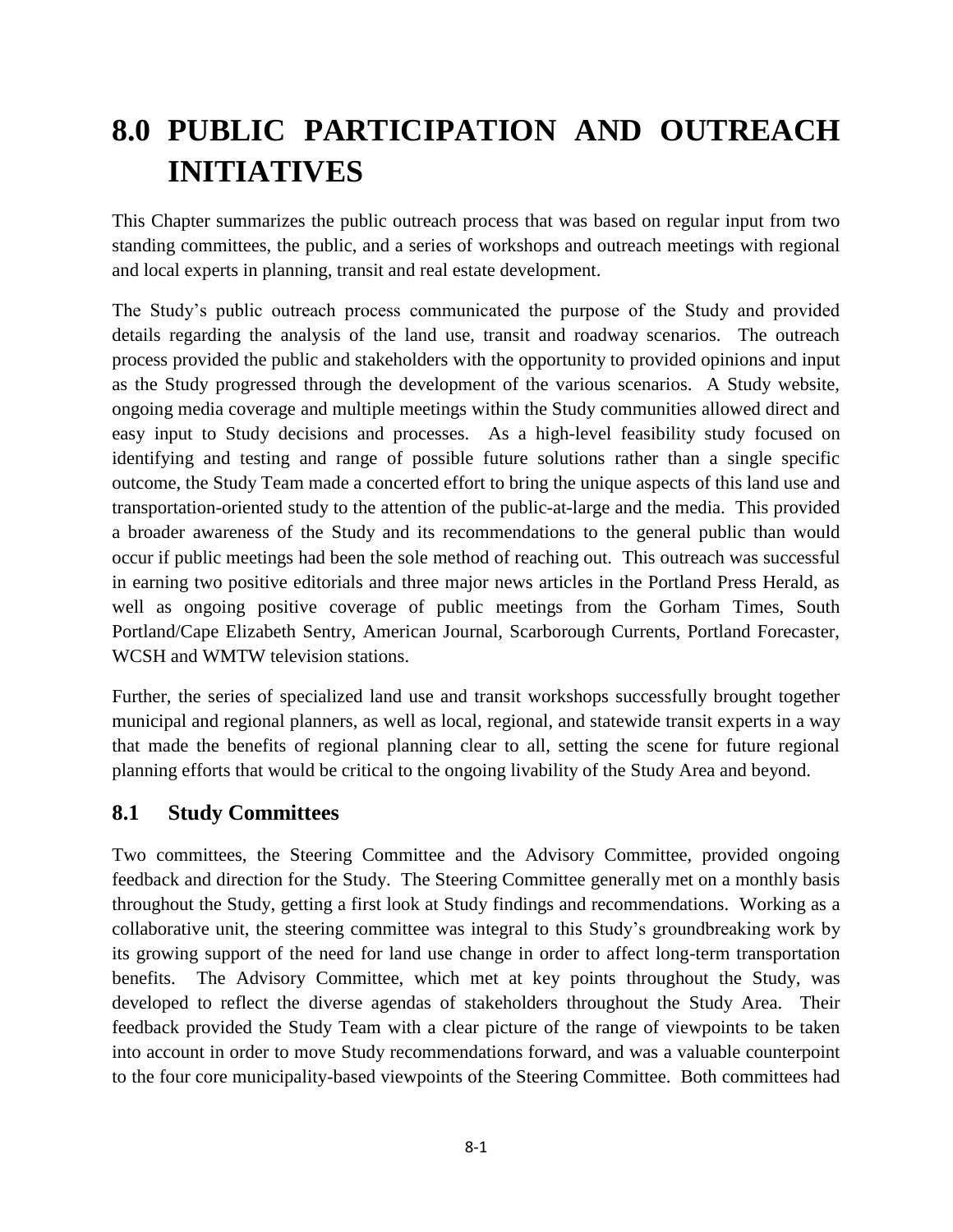# 8.0 PUBLIC PARTICIPATION AND OUTREACH INITIATIVES

This Chapter summarizes the public outreach process that was based on regular input from two standing committees, the public, and a series of workshops and outreach meetings with regional and local experts in planning, transit and real estate development.

The Study's public outreach process communicated the purpose of the Study and provided details regarding the analysis of the land use, transit and roadway scenarios. The outreach process provided the public and stakeholders with the opportunity to provided opinions and input as the Study progressed through the development of the various scenarios. A Study website, ongoing media coverage and multiple meetings within the Study communities allowed direct and easy input to Study decisions and processes. As a high-level feasibility study focused on identifying and testing and range of possible future solutions rather than a single specific outcome, the Study Team made a concerted effort to bring the unique aspects of this land use and transportation-oriented study to the attention of the public-at-large and the media. This provided a broader awareness of the Study and its recommendations to the general public than would occur if public meetings had been the sole method of reaching out. This outreach was successful in earning two positive editorials and three major news articles in the Portland Press Herald, as well as ongoing positive coverage of public meetings from the Gorham Times, South Portland/Cape Elizabeth Sentry, American Journal, Scarborough Currents, Portland Forecaster, WCSH and WMTW television stations.

Further, the series of specialized land use and transit workshops successfully brought together municipal and regional planners, as well as local, regional, and statewide transit experts in a way that made the benefits of regional planning clear to all, setting the scene for future regional planning efforts that would be critical to the ongoing livability of the Study Area and beyond.

## 8.1 Study Committees

Two committees, the Steering Committee and the Advisory Committee, provided ongoing feedback and direction for the Study. The Steering Committee generally met on a monthly basis throughout the Study, getting a first look at Study findings and recommendations. Working as a collaborative unit, the steering committee was integral to this Study's groundbreaking work by its growing support of the need for land use change in order to affect long-term transportation benefits. The Advisory Committee, which met at key points throughout the Study, was developed to reflect the diverse agendas of stakeholders throughout the Study Area. Their feedback provided the Study Team with a clear picture of the range of viewpoints to be taken into account in order to move Study recommendations forward, and was a valuable counterpoint to the four core municipality-based viewpoints of the Steering Committee. Both committees had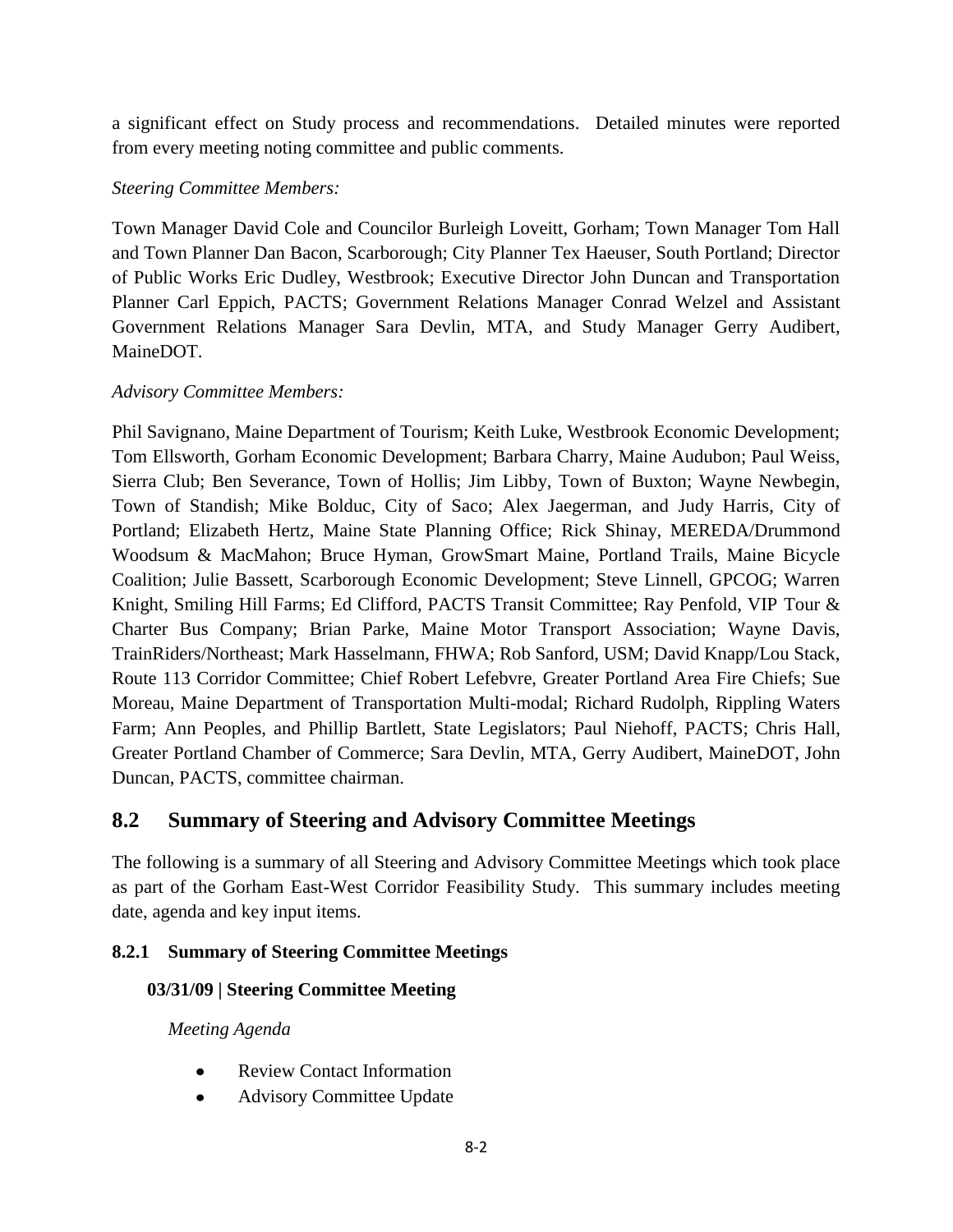a significant effect on Study process and recommendations. Detailed minutes were reported from every meeting noting committee and public comments.

*Steering Committee Members:*

Town Manager David Cole and Councilor Burleigh Loveitt, Gorham; Town Manager Tom Hall and Town Planner Dan Bacon, Scarborough; City Planner Tex Haeuser, South Portland; Director of Public Works Eric Dudley, Westbrook; Executive Director John Duncan and Transportation Planner Carl Eppich, PACTS; Government Relations Manager Conrad Welzel and Assistant Government Relations Manager Sara Devlin, MTA, and Study Manager Gerry Audibert, MaineDOT.

*Advisory Committee Members:*

Phil Savignano, Maine Department of Tourism; Keith Luke, Westbrook Economic Development; Tom Ellsworth, Gorham Economic Development; Barbara Charry, Maine Audubon; Paul Weiss, Sierra Club; Ben Severance, Town of Hollis; Jim Libby, Town of Buxton; Wayne Newbegin, Town of Standish; Mike Bolduc, City of Saco; Alex Jaegerman, and Judy Harris, City of Portland; Elizabeth Hertz, Maine State Planning Office; Rick Shinay, MEREDA/Drummond Woodsum & MacMahon; Bruce Hyman, GrowSmart Maine, Portland Trails, Maine Bicycle Coalition; Julie Bassett, Scarborough Economic Development; Steve Linnell, GPCOG; Warren Knight, Smiling Hill Farms; Ed Clifford, PACTS Transit Committee; Ray Penfold, VIP Tour & Charter Bus Company; Brian Parke, Maine Motor Transport Association; Wayne Davis, TrainRiders/Northeast; Mark Hasselmann, FHWA; Rob Sanford, USM; David Knapp/Lou Stack, Route 113 Corridor Committee; Chief Robert Lefebvre, Greater Portland Area Fire Chiefs; Sue Moreau, Maine Department of Transportation Multi-modal; Richard Rudolph, Rippling Waters Farm; Ann Peoples, and Phillip Bartlett, State Legislators; Paul Niehoff, PACTS; Chris Hall, Greater Portland Chamber of Commerce; Sara Devlin, MTA, Gerry Audibert, MaineDOT, John Duncan, PACTS, committee chairman.

## 8.2 Summary of Steering and Advisory Committee Meetings

The following is a summary of all Steering and Advisory Committee Meetings which took place as part of the Gorham East-West Corridor Feasibility Study. This summary includes meeting date, agenda and key input items.

### 8.2.1 Summary of Steering Committee Meetings

**03/31/09 | Steering Committee Meeting**

*Meeting Agenda*

- Review Contact Information
- Advisory Committee Update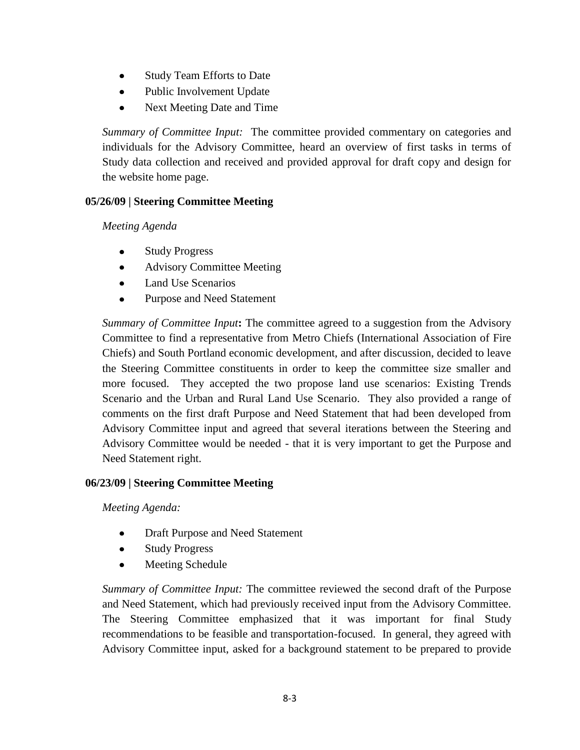- Study Team Efforts to Date
- Public Involvement Update
- Next Meeting Date and Time

*Summary of Committee Input:* The committee provided commentary on categories and individuals for the Advisory Committee, heard an overview of first tasks in terms of Study data collection and received and provided approval for draft copy and design for the website home page.

**05/26/09 | Steering Committee Meeting**

*Meeting Agenda*

- Study Progress
- Advisory Committee Meeting
- Land Use Scenarios
- Purpose and Need Statement

*Summary of Committee Input***:** The committee agreed to a suggestion from the Advisory Committee to find a representative from Metro Chiefs (International Association of Fire Chiefs) and South Portland economic development, and after discussion, decided to leave the Steering Committee constituents in order to keep the committee size smaller and more focused. They accepted the two propose land use scenarios: Existing Trends Scenario and the Urban and Rural Land Use Scenario. They also provided a range of comments on the first draft Purpose and Need Statement that had been developed from Advisory Committee input and agreed that several iterations between the Steering and Advisory Committee would be needed - that it is very important to get the Purpose and Need Statement right.

**06/23/09 | Steering Committee Meeting**

*Meeting Agenda:*

- Draft Purpose and Need Statement
- Study Progress
- Meeting Schedule

*Summary of Committee Input:* The committee reviewed the second draft of the Purpose and Need Statement, which had previously received input from the Advisory Committee. The Steering Committee emphasized that it was important for final Study recommendations to be feasible and transportation-focused. In general, they agreed with Advisory Committee input, asked for a background statement to be prepared to provide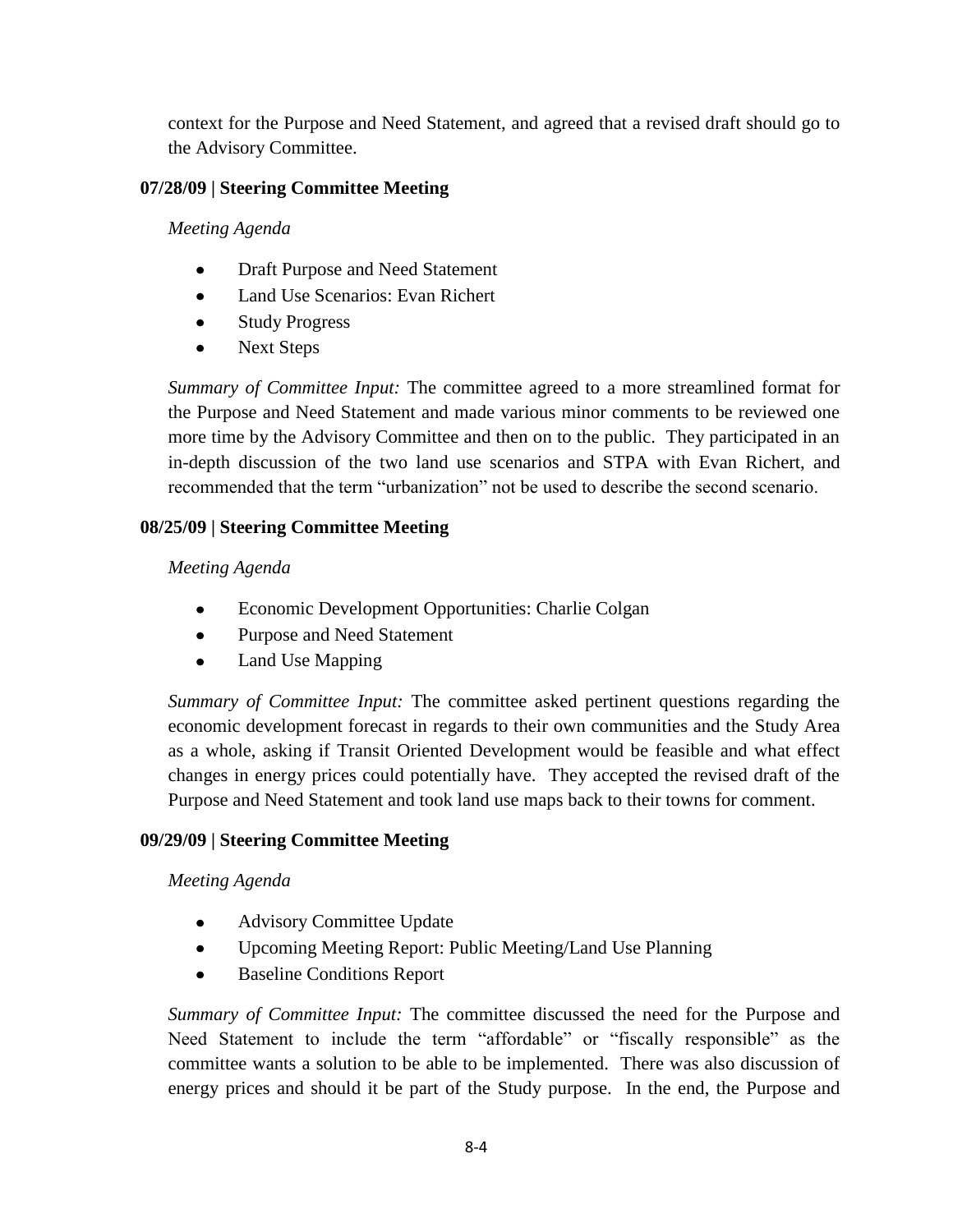context for the Purpose and Need Statement, and agreed that a revised draft should go to the Advisory Committee.

**07/28/09 | Steering Committee Meeting**

*Meeting Agenda*

- Draft Purpose and Need Statement
- Land Use Scenarios: Evan Richert
- Study Progress
- Next Steps

*Summary of Committee Input:* The committee agreed to a more streamlined format for the Purpose and Need Statement and made various minor comments to be reviewed one more time by the Advisory Committee and then on to the public. They participated in an in-depth discussion of the two land use scenarios and STPA with Evan Richert, and recommended that the term "urbanization" not be used to describe the second scenario.

**08/25/09 | Steering Committee Meeting**

*Meeting Agenda*

- Economic Development Opportunities: Charlie Colgan
- Purpose and Need Statement
- Land Use Mapping

*Summary of Committee Input:* The committee asked pertinent questions regarding the economic development forecast in regards to their own communities and the Study Area as a whole, asking if Transit Oriented Development would be feasible and what effect changes in energy prices could potentially have. They accepted the revised draft of the Purpose and Need Statement and took land use maps back to their towns for comment.

**09/29/09 | Steering Committee Meeting**

*Meeting Agenda*

- Advisory Committee Update
- Upcoming Meeting Report: Public Meeting/Land Use Planning
- Baseline Conditions Report

*Summary of Committee Input:* The committee discussed the need for the Purpose and Need Statement to include the term "affordable" or "fiscally responsible" as the committee wants a solution to be able to be implemented. There was also discussion of energy prices and should it be part of the Study purpose. In the end, the Purpose and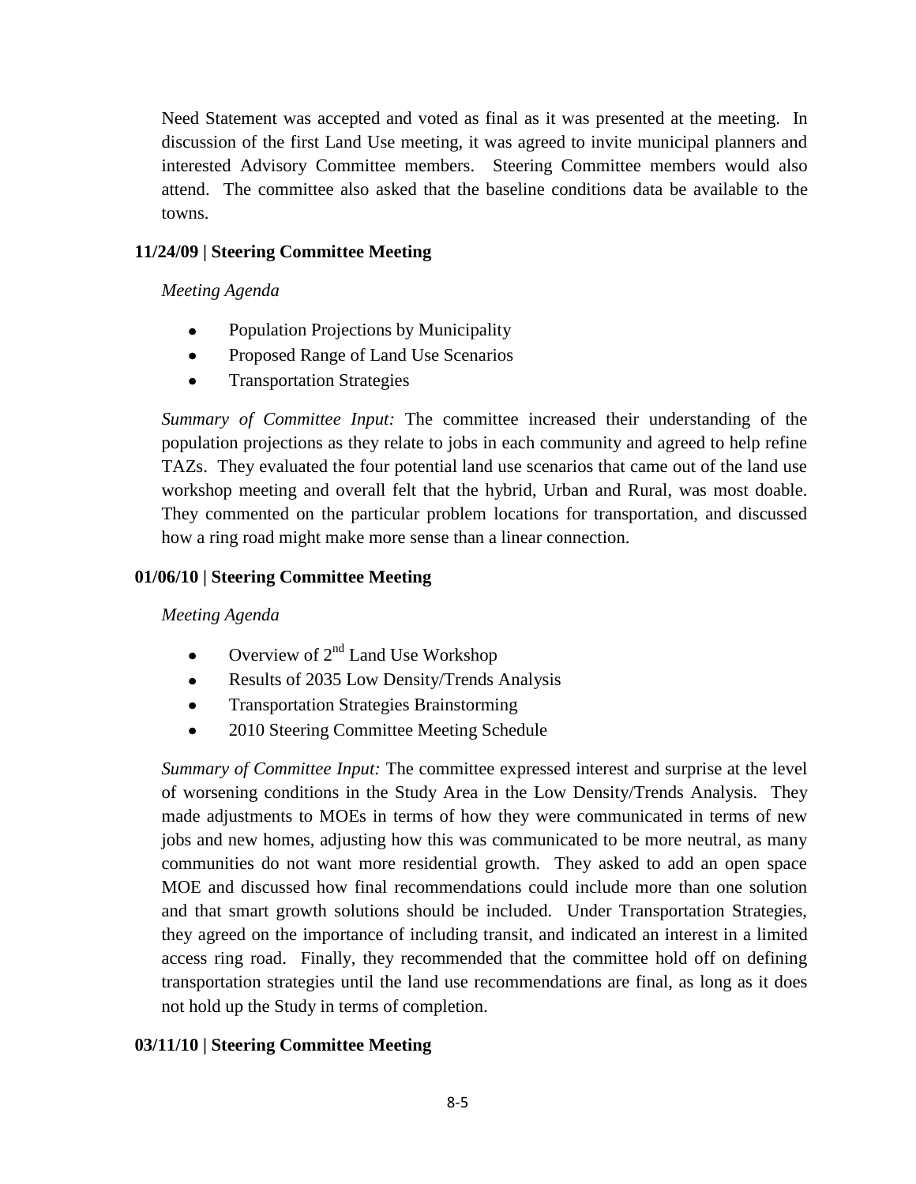Need Statement was accepted and voted as final as it was presented at the meeting. In discussion of the first Land Use meeting, it was agreed to invite municipal planners and interested Advisory Committee members. Steering Committee members would also attend. The committee also asked that the baseline conditions data be available to the towns.

**11/24/09 | Steering Committee Meeting**

*Meeting Agenda*

- Population Projections by Municipality
- Proposed Range of Land Use Scenarios
- Transportation Strategies

*Summary of Committee Input:* The committee increased their understanding of the population projections as they relate to jobs in each community and agreed to help refine TAZs. They evaluated the four potential land use scenarios that came out of the land use workshop meeting and overall felt that the hybrid, Urban and Rural, was most doable. They commented on the particular problem locations for transportation, and discussed how a ring road might make more sense than a linear connection.

**01/06/10 | Steering Committee Meeting**

*Meeting Agenda*

- Overview of 2nd Land Use Workshop
- Results of 2035 Low Density/Trends Analysis
- Transportation Strategies Brainstorming
- 2010 Steering Committee Meeting Schedule

*Summary of Committee Input:* The committee expressed interest and surprise at the level of worsening conditions in the Study Area in the Low Density/Trends Analysis. They made adjustments to MOEs in terms of how they were communicated in terms of new jobs and new homes, adjusting how this was communicated to be more neutral, as many communities do not want more residential growth. They asked to add an open space MOE and discussed how final recommendations could include more than one solution and that smart growth solutions should be included. Under Transportation Strategies, they agreed on the importance of including transit, and indicated an interest in a limited access ring road. Finally, they recommended that the committee hold off on defining transportation strategies until the land use recommendations are final, as long as it does not hold up the Study in terms of completion.

**03/11/10 | Steering Committee Meeting**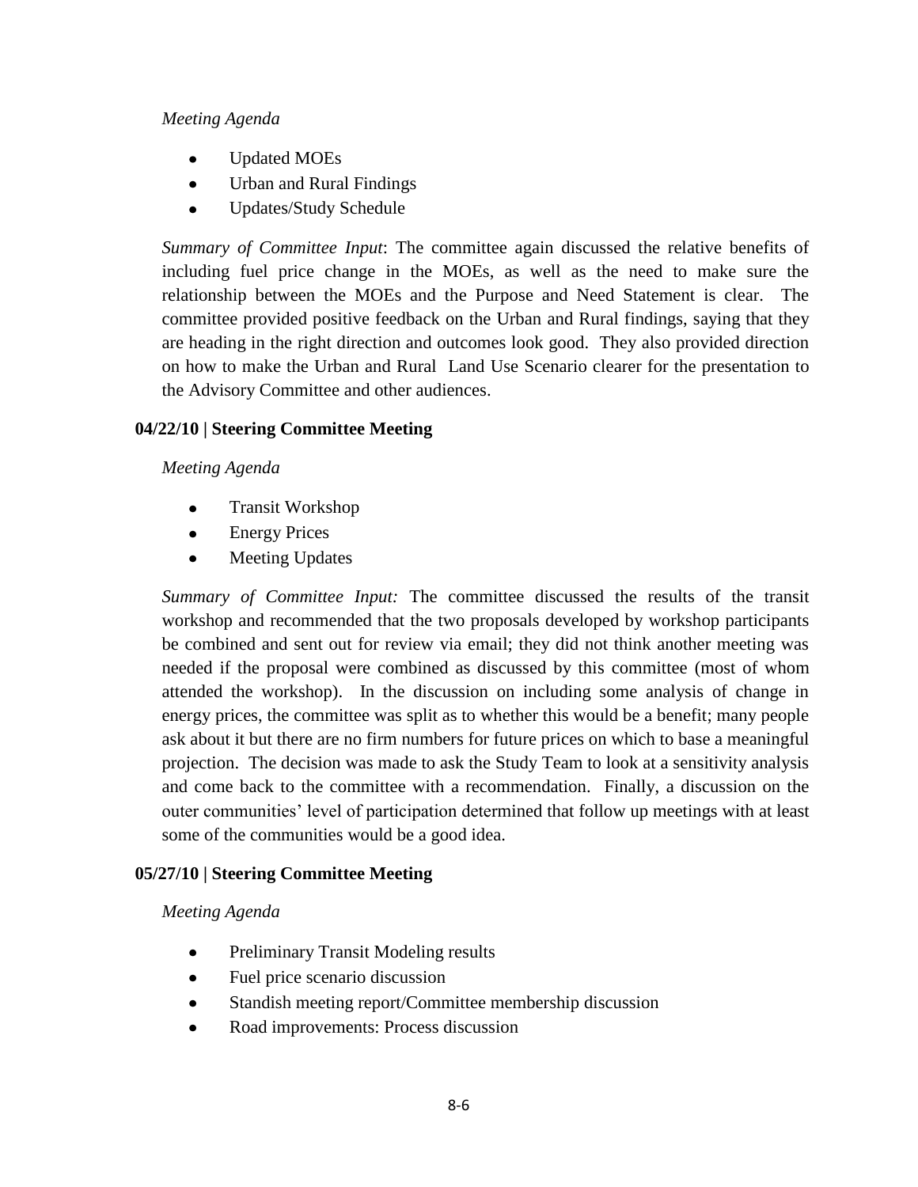*Meeting Agenda*

- Updated MOEs
- Urban and Rural Findings
- Updates/Study Schedule

*Summary of Committee Input*: The committee again discussed the relative benefits of including fuel price change in the MOEs, as well as the need to make sure the relationship between the MOEs and the Purpose and Need Statement is clear. The committee provided positive feedback on the Urban and Rural findings, saying that they are heading in the right direction and outcomes look good. They also provided direction on how to make the Urban and Rural Land Use Scenario clearer for the presentation to the Advisory Committee and other audiences.

**04/22/10 | Steering Committee Meeting**

*Meeting Agenda*

- Transit Workshop
- Energy Prices
- Meeting Updates

*Summary of Committee Input:* The committee discussed the results of the transit workshop and recommended that the two proposals developed by workshop participants be combined and sent out for review via email; they did not think another meeting was needed if the proposal were combined as discussed by this committee (most of whom attended the workshop). In the discussion on including some analysis of change in energy prices, the committee was split as to whether this would be a benefit; many people ask about it but there are no firm numbers for future prices on which to base a meaningful projection. The decision was made to ask the Study Team to look at a sensitivity analysis and come back to the committee with a recommendation. Finally, a discussion on the outer communities' level of participation determined that follow up meetings with at least some of the communities would be a good idea.

**05/27/10 | Steering Committee Meeting**

*Meeting Agenda*

- Preliminary Transit Modeling results
- Fuel price scenario discussion
- Standish meeting report/Committee membership discussion
- Road improvements: Process discussion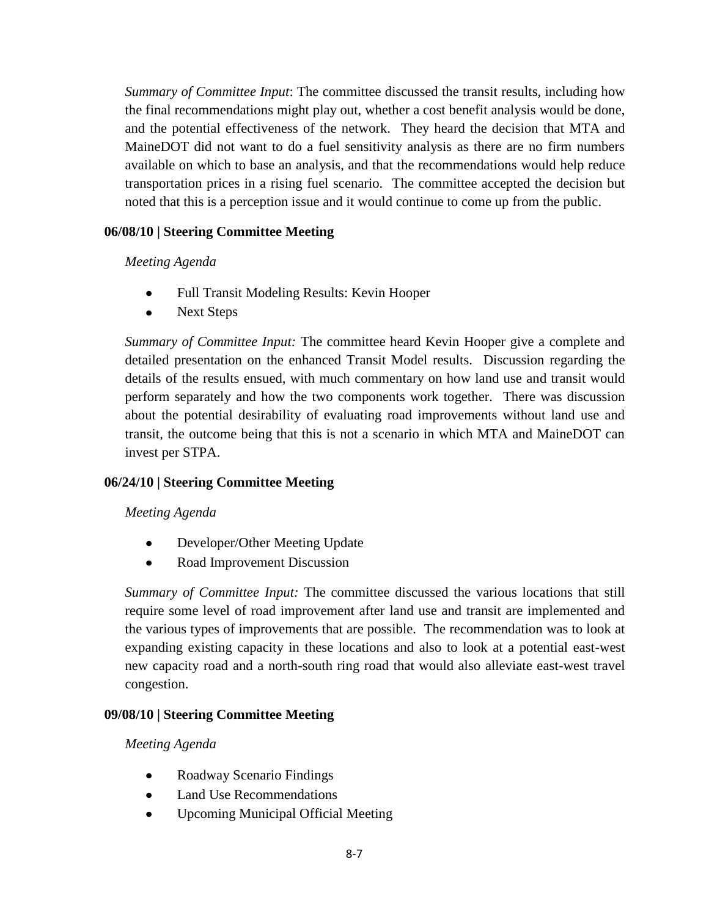*Summary of Committee Input*: The committee discussed the transit results, including how the final recommendations might play out, whether a cost benefit analysis would be done, and the potential effectiveness of the network. They heard the decision that MTA and MaineDOT did not want to do a fuel sensitivity analysis as there are no firm numbers available on which to base an analysis, and that the recommendations would help reduce transportation prices in a rising fuel scenario. The committee accepted the decision but noted that this is a perception issue and it would continue to come up from the public.

**06/08/10 | Steering Committee Meeting**

*Meeting Agenda*

- Full Transit Modeling Results: Kevin Hooper
- Next Steps

*Summary of Committee Input:* The committee heard Kevin Hooper give a complete and detailed presentation on the enhanced Transit Model results. Discussion regarding the details of the results ensued, with much commentary on how land use and transit would perform separately and how the two components work together. There was discussion about the potential desirability of evaluating road improvements without land use and transit, the outcome being that this is not a scenario in which MTA and MaineDOT can invest per STPA.

**06/24/10 | Steering Committee Meeting**

*Meeting Agenda*

- Developer/Other Meeting Update
- Road Improvement Discussion

*Summary of Committee Input:* The committee discussed the various locations that still require some level of road improvement after land use and transit are implemented and the various types of improvements that are possible. The recommendation was to look at expanding existing capacity in these locations and also to look at a potential east-west new capacity road and a north-south ring road that would also alleviate east-west travel congestion.

**09/08/10 | Steering Committee Meeting**

*Meeting Agenda*

- Roadway Scenario Findings
- Land Use Recommendations
- Upcoming Municipal Official Meeting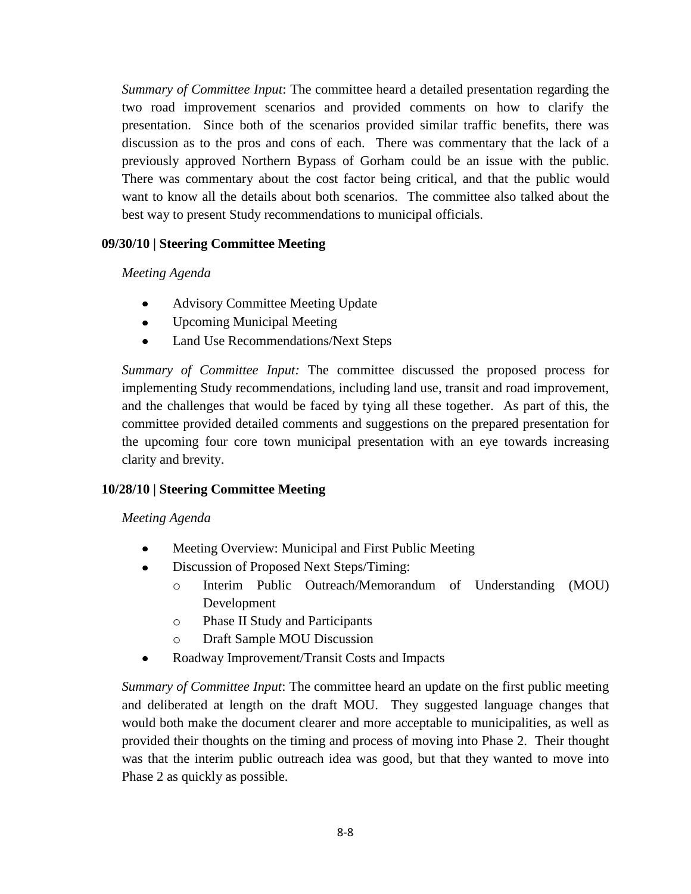*Summary of Committee Input*: The committee heard a detailed presentation regarding the two road improvement scenarios and provided comments on how to clarify the presentation. Since both of the scenarios provided similar traffic benefits, there was discussion as to the pros and cons of each. There was commentary that the lack of a previously approved Northern Bypass of Gorham could be an issue with the public. There was commentary about the cost factor being critical, and that the public would want to know all the details about both scenarios. The committee also talked about the best way to present Study recommendations to municipal officials.

**09/30/10 | Steering Committee Meeting**

*Meeting Agenda*

- Advisory Committee Meeting Update
- Upcoming Municipal Meeting
- Land Use Recommendations/Next Steps

*Summary of Committee Input:* The committee discussed the proposed process for implementing Study recommendations, including land use, transit and road improvement, and the challenges that would be faced by tying all these together. As part of this, the committee provided detailed comments and suggestions on the prepared presentation for the upcoming four core town municipal presentation with an eye towards increasing clarity and brevity.

**10/28/10 | Steering Committee Meeting**

*Meeting Agenda*

- Meeting Overview: Municipal and First Public Meeting
- Discussion of Proposed Next Steps/Timing:
    - Interim Public Outreach/Memorandum of Understanding (MOU) Development
    - Phase II Study and Participants
    - Draft Sample MOU Discussion
- Roadway Improvement/Transit Costs and Impacts

*Summary of Committee Input*: The committee heard an update on the first public meeting and deliberated at length on the draft MOU. They suggested language changes that would both make the document clearer and more acceptable to municipalities, as well as provided their thoughts on the timing and process of moving into Phase 2. Their thought was that the interim public outreach idea was good, but that they wanted to move into Phase 2 as quickly as possible.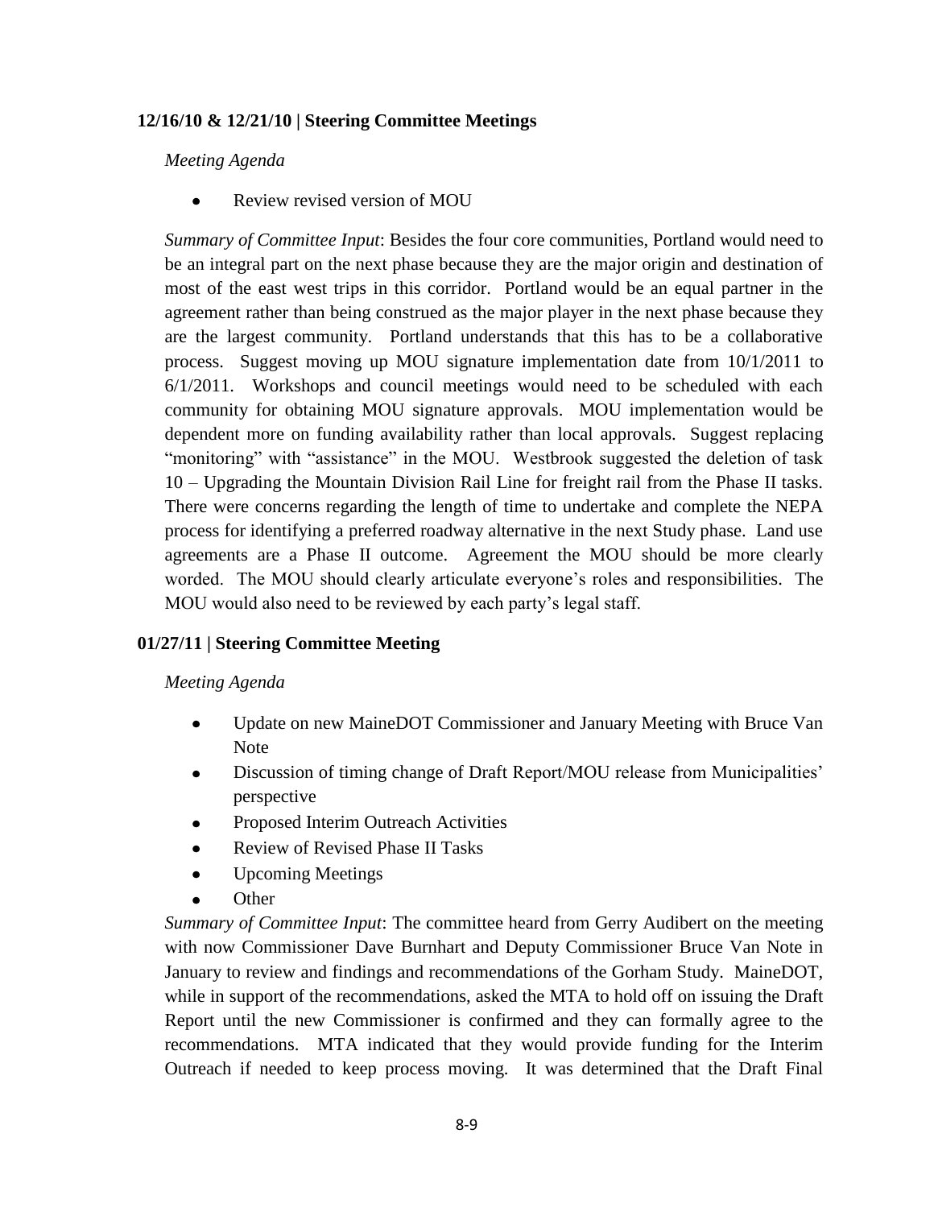**12/16/10 & 12/21/10 | Steering Committee Meetings**

*Meeting Agenda*

- Review revised version of MOU

*Summary of Committee Input*: Besides the four core communities, Portland would need to be an integral part on the next phase because they are the major origin and destination of most of the east west trips in this corridor. Portland would be an equal partner in the agreement rather than being construed as the major player in the next phase because they are the largest community. Portland understands that this has to be a collaborative process. Suggest moving up MOU signature implementation date from 10/1/2011 to 6/1/2011. Workshops and council meetings would need to be scheduled with each community for obtaining MOU signature approvals. MOU implementation would be dependent more on funding availability rather than local approvals. Suggest replacing "monitoring" with "assistance" in the MOU. Westbrook suggested the deletion of task 10 – Upgrading the Mountain Division Rail Line for freight rail from the Phase II tasks. There were concerns regarding the length of time to undertake and complete the NEPA process for identifying a preferred roadway alternative in the next Study phase. Land use agreements are a Phase II outcome. Agreement the MOU should be more clearly worded. The MOU should clearly articulate everyone's roles and responsibilities. The MOU would also need to be reviewed by each party's legal staff.

**01/27/11 | Steering Committee Meeting**

*Meeting Agenda*

- Update on new MaineDOT Commissioner and January Meeting with Bruce Van Note
- Discussion of timing change of Draft Report/MOU release from Municipalities' perspective
- Proposed Interim Outreach Activities
- Review of Revised Phase II Tasks
- Upcoming Meetings
- Other

*Summary of Committee Input*: The committee heard from Gerry Audibert on the meeting with now Commissioner Dave Burnhart and Deputy Commissioner Bruce Van Note in January to review and findings and recommendations of the Gorham Study. MaineDOT, while in support of the recommendations, asked the MTA to hold off on issuing the Draft Report until the new Commissioner is confirmed and they can formally agree to the recommendations. MTA indicated that they would provide funding for the Interim Outreach if needed to keep process moving. It was determined that the Draft Final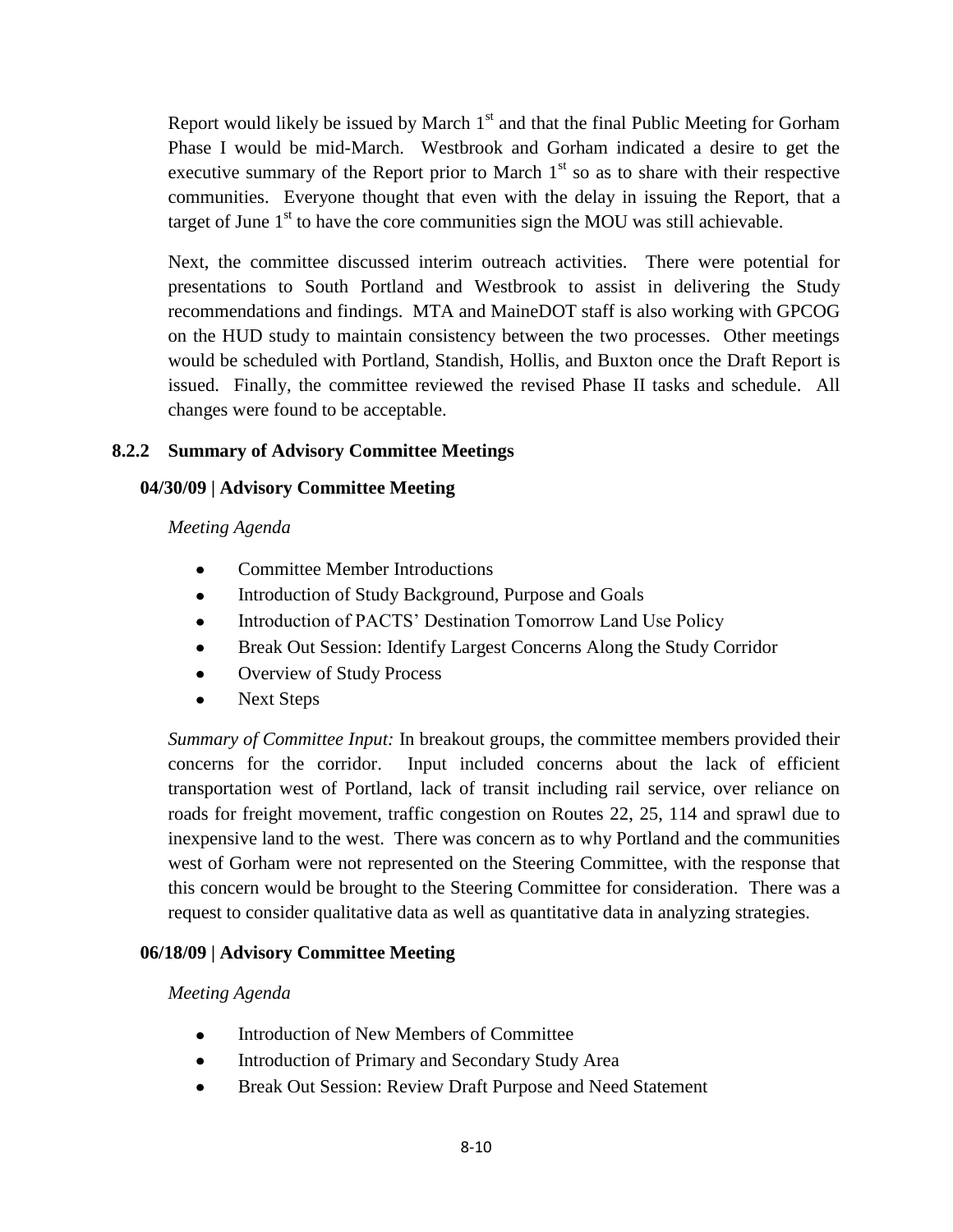Report would likely be issued by March 1st and that the final Public Meeting for Gorham Phase I would be mid-March. Westbrook and Gorham indicated a desire to get the executive summary of the Report prior to March 1st so as to share with their respective communities. Everyone thought that even with the delay in issuing the Report, that a target of June 1st to have the core communities sign the MOU was still achievable.

Next, the committee discussed interim outreach activities. There were potential for presentations to South Portland and Westbrook to assist in delivering the Study recommendations and findings. MTA and MaineDOT staff is also working with GPCOG on the HUD study to maintain consistency between the two processes. Other meetings would be scheduled with Portland, Standish, Hollis, and Buxton once the Draft Report is issued. Finally, the committee reviewed the revised Phase II tasks and schedule. All changes were found to be acceptable.

### 8.2.2 Summary of Advisory Committee Meetings

**04/30/09 | Advisory Committee Meeting**

*Meeting Agenda*

- Committee Member Introductions
- Introduction of Study Background, Purpose and Goals
- Introduction of PACTS' Destination Tomorrow Land Use Policy
- Break Out Session: Identify Largest Concerns Along the Study Corridor
- Overview of Study Process
- Next Steps

*Summary of Committee Input:* In breakout groups, the committee members provided their concerns for the corridor. Input included concerns about the lack of efficient transportation west of Portland, lack of transit including rail service, over reliance on roads for freight movement, traffic congestion on Routes 22, 25, 114 and sprawl due to inexpensive land to the west. There was concern as to why Portland and the communities west of Gorham were not represented on the Steering Committee, with the response that this concern would be brought to the Steering Committee for consideration. There was a request to consider qualitative data as well as quantitative data in analyzing strategies.

**06/18/09 | Advisory Committee Meeting**

*Meeting Agenda*

- Introduction of New Members of Committee
- Introduction of Primary and Secondary Study Area
- Break Out Session: Review Draft Purpose and Need Statement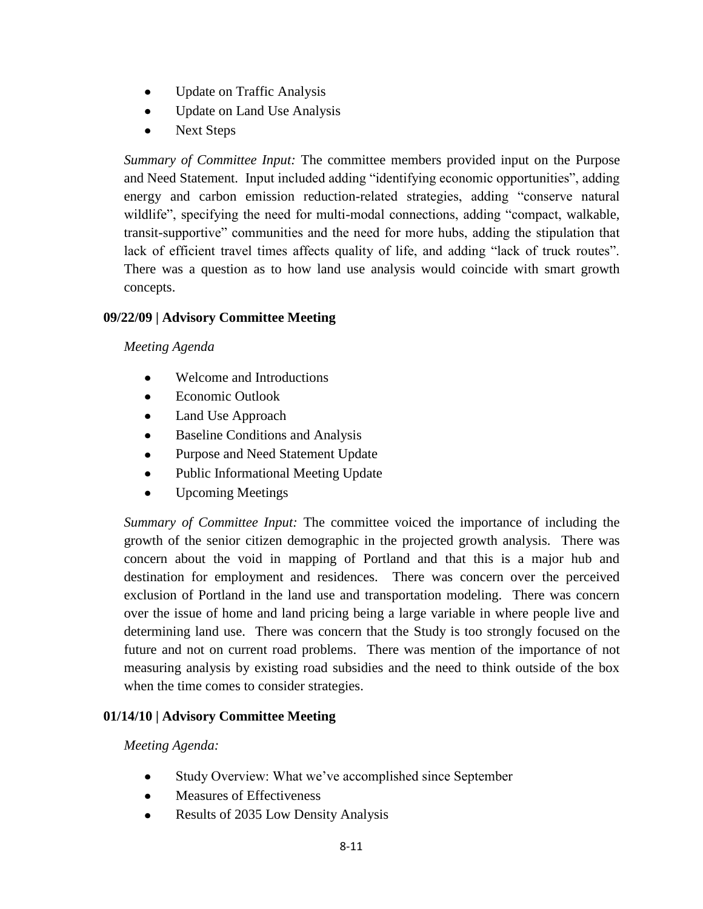- Update on Traffic Analysis
- Update on Land Use Analysis
- Next Steps

*Summary of Committee Input:* The committee members provided input on the Purpose and Need Statement. Input included adding "identifying economic opportunities", adding energy and carbon emission reduction-related strategies, adding "conserve natural wildlife", specifying the need for multi-modal connections, adding "compact, walkable, transit-supportive" communities and the need for more hubs, adding the stipulation that lack of efficient travel times affects quality of life, and adding "lack of truck routes". There was a question as to how land use analysis would coincide with smart growth concepts.

**09/22/09 | Advisory Committee Meeting**

*Meeting Agenda*

- Welcome and Introductions
- Economic Outlook
- Land Use Approach
- Baseline Conditions and Analysis
- Purpose and Need Statement Update
- Public Informational Meeting Update
- Upcoming Meetings

*Summary of Committee Input:* The committee voiced the importance of including the growth of the senior citizen demographic in the projected growth analysis. There was concern about the void in mapping of Portland and that this is a major hub and destination for employment and residences. There was concern over the perceived exclusion of Portland in the land use and transportation modeling. There was concern over the issue of home and land pricing being a large variable in where people live and determining land use. There was concern that the Study is too strongly focused on the future and not on current road problems. There was mention of the importance of not measuring analysis by existing road subsidies and the need to think outside of the box when the time comes to consider strategies.

**01/14/10 | Advisory Committee Meeting**

*Meeting Agenda:*

- Study Overview: What we've accomplished since September
- Measures of Effectiveness
- Results of 2035 Low Density Analysis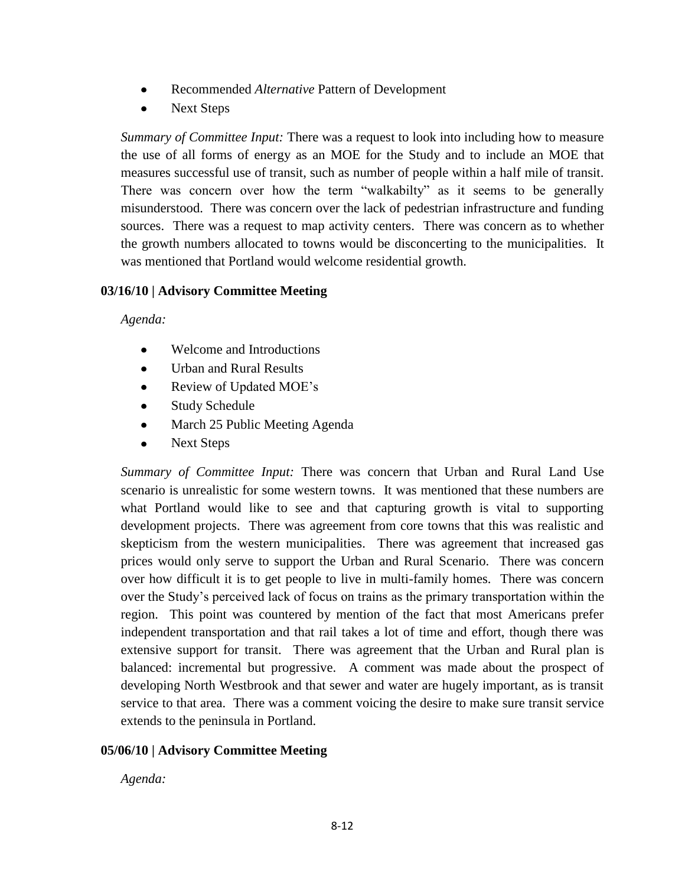- Recommended *Alternative* Pattern of Development
- Next Steps

*Summary of Committee Input:* There was a request to look into including how to measure the use of all forms of energy as an MOE for the Study and to include an MOE that measures successful use of transit, such as number of people within a half mile of transit. There was concern over how the term "walkabilty" as it seems to be generally misunderstood. There was concern over the lack of pedestrian infrastructure and funding sources. There was a request to map activity centers. There was concern as to whether the growth numbers allocated to towns would be disconcerting to the municipalities. It was mentioned that Portland would welcome residential growth.

**03/16/10 | Advisory Committee Meeting**

*Agenda:*

- Welcome and Introductions
- Urban and Rural Results
- Review of Updated MOE's
- Study Schedule
- March 25 Public Meeting Agenda
- Next Steps

*Summary of Committee Input:* There was concern that Urban and Rural Land Use scenario is unrealistic for some western towns. It was mentioned that these numbers are what Portland would like to see and that capturing growth is vital to supporting development projects. There was agreement from core towns that this was realistic and skepticism from the western municipalities. There was agreement that increased gas prices would only serve to support the Urban and Rural Scenario. There was concern over how difficult it is to get people to live in multi-family homes. There was concern over the Study's perceived lack of focus on trains as the primary transportation within the region. This point was countered by mention of the fact that most Americans prefer independent transportation and that rail takes a lot of time and effort, though there was extensive support for transit. There was agreement that the Urban and Rural plan is balanced: incremental but progressive. A comment was made about the prospect of developing North Westbrook and that sewer and water are hugely important, as is transit service to that area. There was a comment voicing the desire to make sure transit service extends to the peninsula in Portland.

**05/06/10 | Advisory Committee Meeting**

*Agenda:*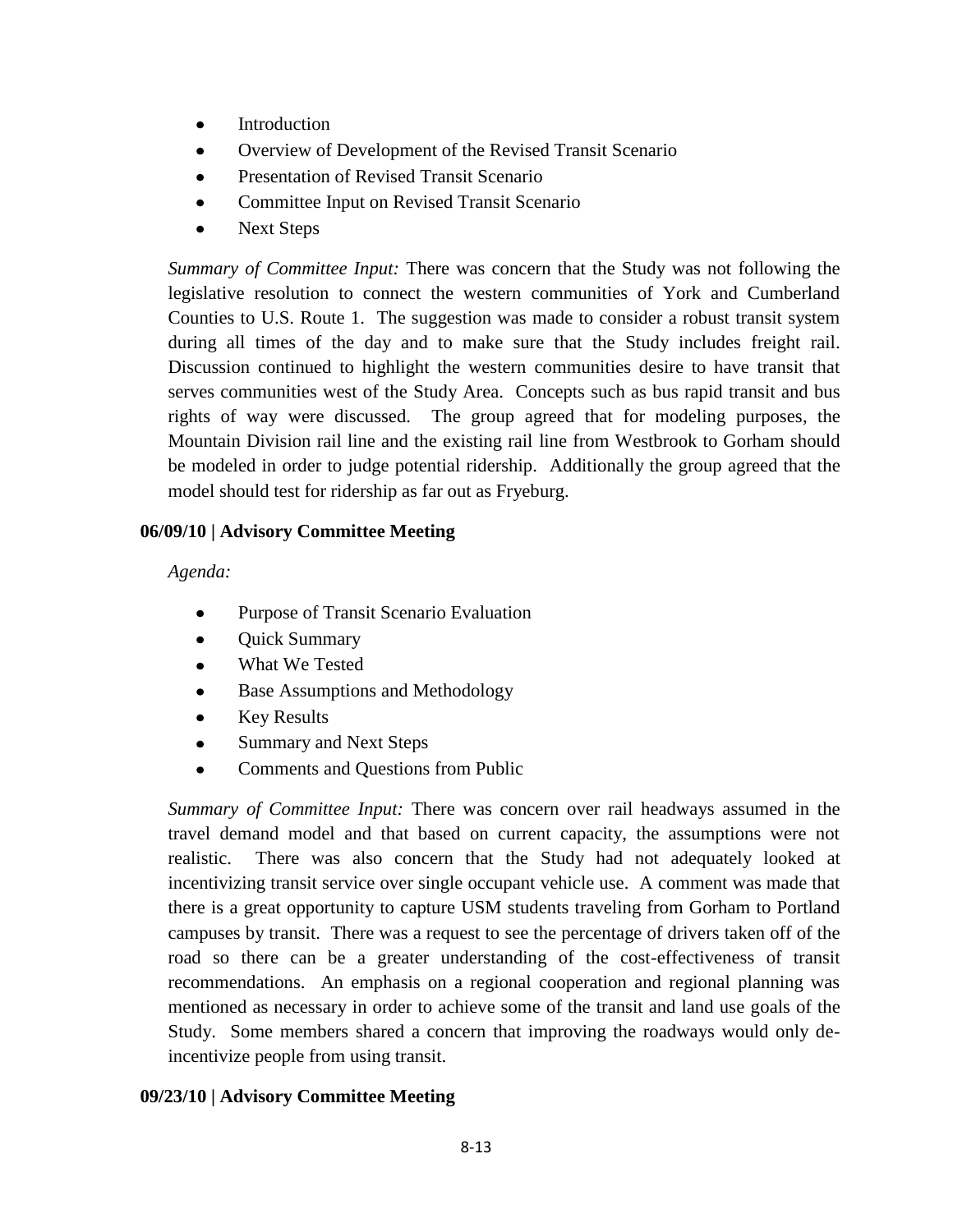- Introduction
- Overview of Development of the Revised Transit Scenario
- Presentation of Revised Transit Scenario
- Committee Input on Revised Transit Scenario
- Next Steps

*Summary of Committee Input:* There was concern that the Study was not following the legislative resolution to connect the western communities of York and Cumberland Counties to U.S. Route 1. The suggestion was made to consider a robust transit system during all times of the day and to make sure that the Study includes freight rail. Discussion continued to highlight the western communities desire to have transit that serves communities west of the Study Area. Concepts such as bus rapid transit and bus rights of way were discussed. The group agreed that for modeling purposes, the Mountain Division rail line and the existing rail line from Westbrook to Gorham should be modeled in order to judge potential ridership. Additionally the group agreed that the model should test for ridership as far out as Fryeburg.

**06/09/10 | Advisory Committee Meeting**

*Agenda:*

- Purpose of Transit Scenario Evaluation
- Quick Summary
- What We Tested
- Base Assumptions and Methodology
- Key Results
- Summary and Next Steps
- Comments and Questions from Public

*Summary of Committee Input:* There was concern over rail headways assumed in the travel demand model and that based on current capacity, the assumptions were not realistic. There was also concern that the Study had not adequately looked at incentivizing transit service over single occupant vehicle use. A comment was made that there is a great opportunity to capture USM students traveling from Gorham to Portland campuses by transit. There was a request to see the percentage of drivers taken off of the road so there can be a greater understanding of the cost-effectiveness of transit recommendations. An emphasis on a regional cooperation and regional planning was mentioned as necessary in order to achieve some of the transit and land use goals of the Study. Some members shared a concern that improving the roadways would only de-incentivize people from using transit.

**09/23/10 | Advisory Committee Meeting**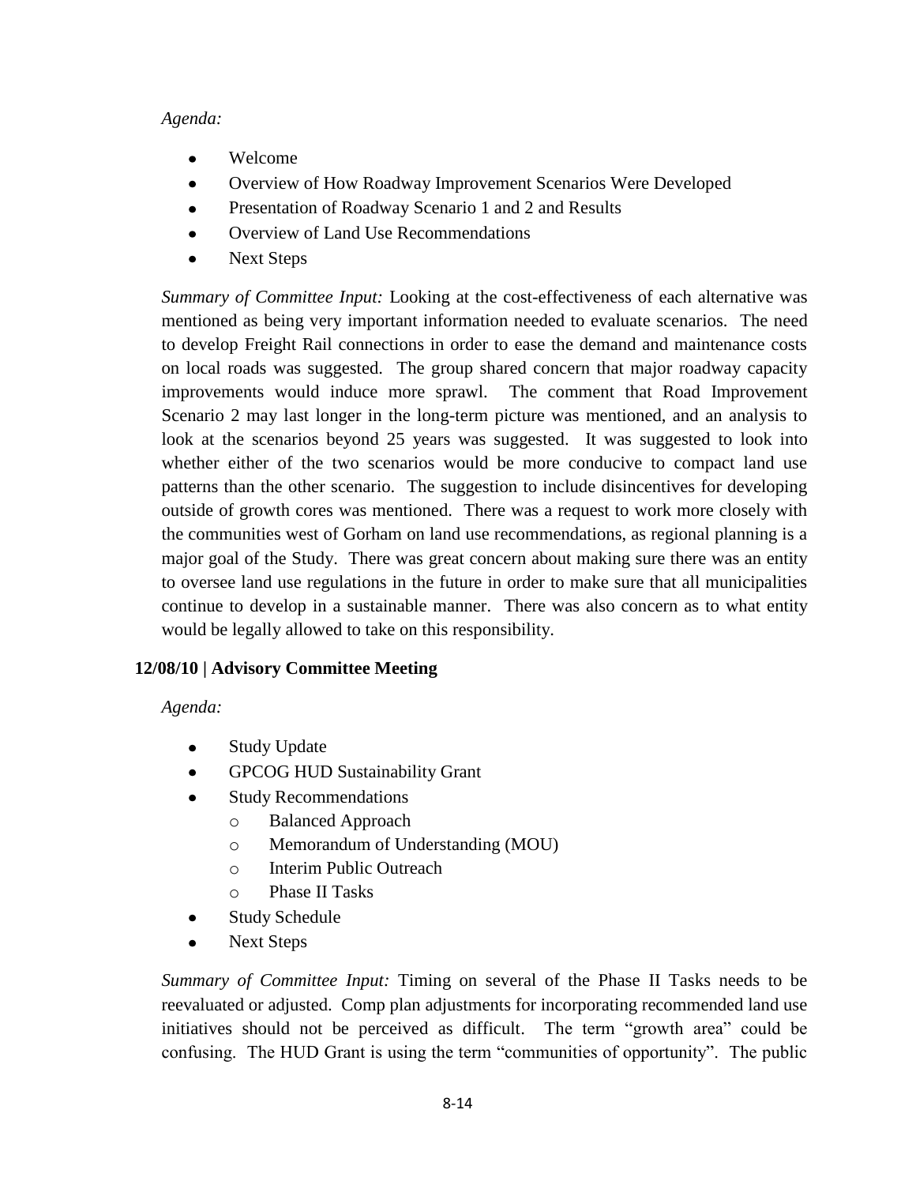*Agenda:*

- Welcome
- Overview of How Roadway Improvement Scenarios Were Developed
- Presentation of Roadway Scenario 1 and 2 and Results
- Overview of Land Use Recommendations
- Next Steps

*Summary of Committee Input:* Looking at the cost-effectiveness of each alternative was mentioned as being very important information needed to evaluate scenarios. The need to develop Freight Rail connections in order to ease the demand and maintenance costs on local roads was suggested. The group shared concern that major roadway capacity improvements would induce more sprawl. The comment that Road Improvement Scenario 2 may last longer in the long-term picture was mentioned, and an analysis to look at the scenarios beyond 25 years was suggested. It was suggested to look into whether either of the two scenarios would be more conducive to compact land use patterns than the other scenario. The suggestion to include disincentives for developing outside of growth cores was mentioned. There was a request to work more closely with the communities west of Gorham on land use recommendations, as regional planning is a major goal of the Study. There was great concern about making sure there was an entity to oversee land use regulations in the future in order to make sure that all municipalities continue to develop in a sustainable manner. There was also concern as to what entity would be legally allowed to take on this responsibility.

**12/08/10 | Advisory Committee Meeting**

*Agenda:*

- Study Update
- GPCOG HUD Sustainability Grant
- Study Recommendations
    - Balanced Approach
    - Memorandum of Understanding (MOU)
    - Interim Public Outreach
    - Phase II Tasks
- Study Schedule
- Next Steps

*Summary of Committee Input:* Timing on several of the Phase II Tasks needs to be reevaluated or adjusted. Comp plan adjustments for incorporating recommended land use initiatives should not be perceived as difficult. The term "growth area" could be confusing. The HUD Grant is using the term "communities of opportunity". The public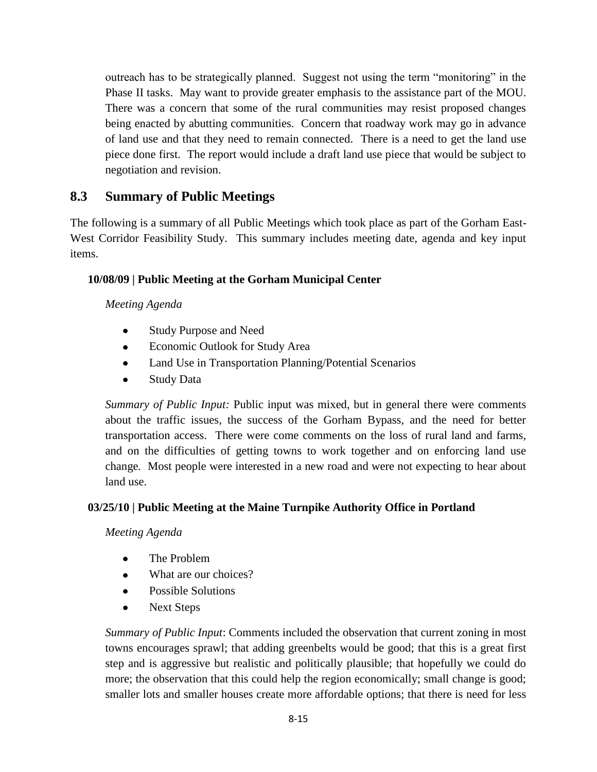outreach has to be strategically planned. Suggest not using the term "monitoring" in the Phase II tasks. May want to provide greater emphasis to the assistance part of the MOU. There was a concern that some of the rural communities may resist proposed changes being enacted by abutting communities. Concern that roadway work may go in advance of land use and that they need to remain connected. There is a need to get the land use piece done first. The report would include a draft land use piece that would be subject to negotiation and revision.

## 8.3 Summary of Public Meetings

The following is a summary of all Public Meetings which took place as part of the Gorham East-West Corridor Feasibility Study. This summary includes meeting date, agenda and key input items.

**10/08/09 | Public Meeting at the Gorham Municipal Center**

*Meeting Agenda*

- Study Purpose and Need
- Economic Outlook for Study Area
- Land Use in Transportation Planning/Potential Scenarios
- Study Data

*Summary of Public Input:* Public input was mixed, but in general there were comments about the traffic issues, the success of the Gorham Bypass, and the need for better transportation access. There were come comments on the loss of rural land and farms, and on the difficulties of getting towns to work together and on enforcing land use change. Most people were interested in a new road and were not expecting to hear about land use.

**03/25/10 | Public Meeting at the Maine Turnpike Authority Office in Portland**

*Meeting Agenda*

- The Problem
- What are our choices?
- Possible Solutions
- Next Steps

*Summary of Public Input*: Comments included the observation that current zoning in most towns encourages sprawl; that adding greenbelts would be good; that this is a great first step and is aggressive but realistic and politically plausible; that hopefully we could do more; the observation that this could help the region economically; small change is good; smaller lots and smaller houses create more affordable options; that there is need for less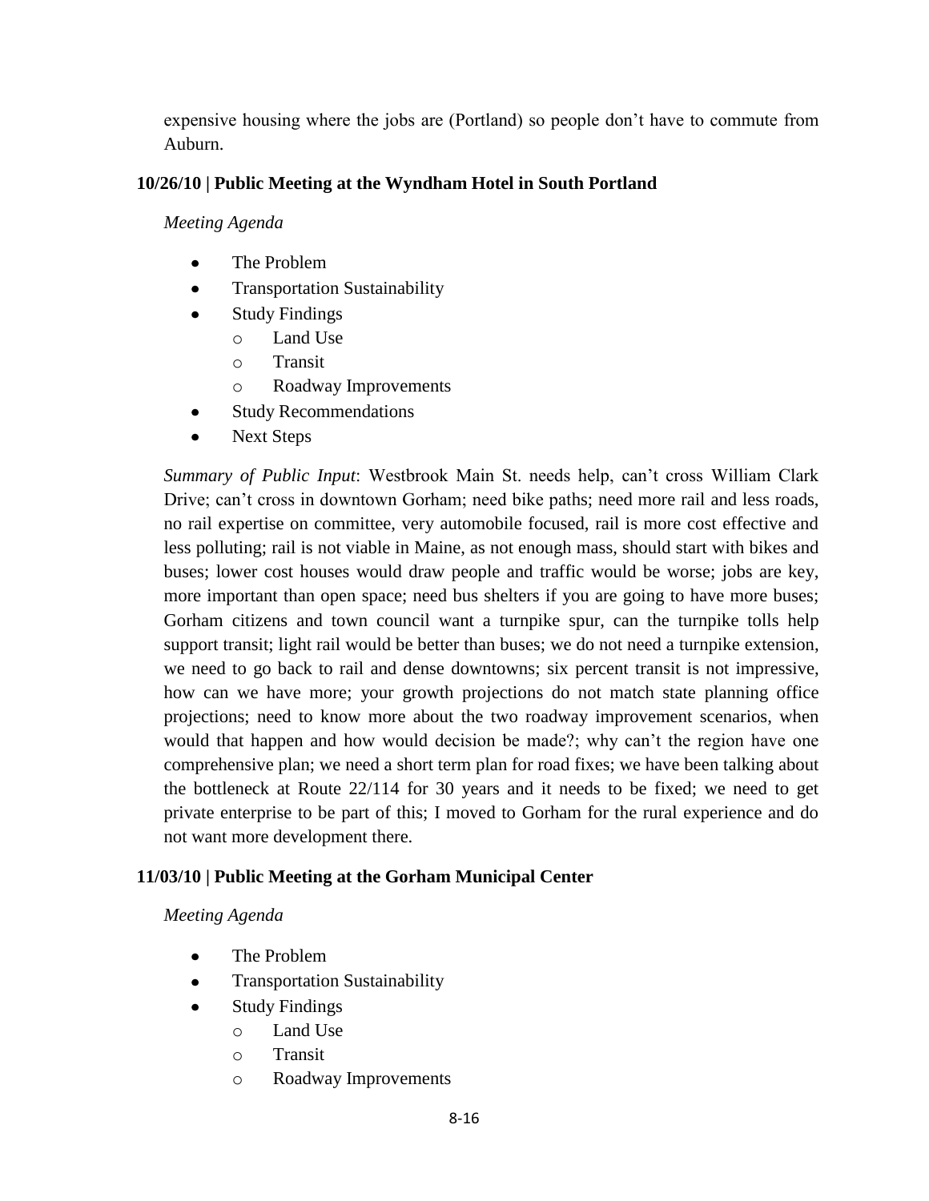expensive housing where the jobs are (Portland) so people don't have to commute from Auburn.

### 10/26/10 | Public Meeting at the Wyndham Hotel in South Portland

*Meeting Agenda*

- The Problem
- Transportation Sustainability
- Study Findings
  - Land Use
  - Transit
  - Roadway Improvements
- Study Recommendations
- Next Steps

*Summary of Public Input*: Westbrook Main St. needs help, can't cross William Clark Drive; can't cross in downtown Gorham; need bike paths; need more rail and less roads, no rail expertise on committee, very automobile focused, rail is more cost effective and less polluting; rail is not viable in Maine, as not enough mass, should start with bikes and buses; lower cost houses would draw people and traffic would be worse; jobs are key, more important than open space; need bus shelters if you are going to have more buses; Gorham citizens and town council want a turnpike spur, can the turnpike tolls help support transit; light rail would be better than buses; we do not need a turnpike extension, we need to go back to rail and dense downtowns; six percent transit is not impressive, how can we have more; your growth projections do not match state planning office projections; need to know more about the two roadway improvement scenarios, when would that happen and how would decision be made?; why can't the region have one comprehensive plan; we need a short term plan for road fixes; we have been talking about the bottleneck at Route 22/114 for 30 years and it needs to be fixed; we need to get private enterprise to be part of this; I moved to Gorham for the rural experience and do not want more development there.

### 11/03/10 | Public Meeting at the Gorham Municipal Center

*Meeting Agenda*

- The Problem
- Transportation Sustainability
- Study Findings
  - Land Use
  - Transit
  - Roadway Improvements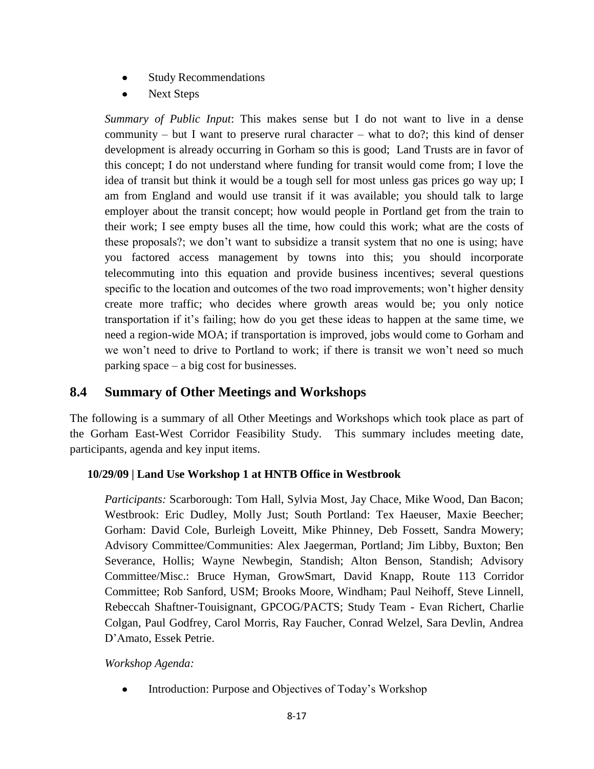- Study Recommendations
- Next Steps

*Summary of Public Input*: This makes sense but I do not want to live in a dense community – but I want to preserve rural character – what to do?; this kind of denser development is already occurring in Gorham so this is good; Land Trusts are in favor of this concept; I do not understand where funding for transit would come from; I love the idea of transit but think it would be a tough sell for most unless gas prices go way up; I am from England and would use transit if it was available; you should talk to large employer about the transit concept; how would people in Portland get from the train to their work; I see empty buses all the time, how could this work; what are the costs of these proposals?; we don't want to subsidize a transit system that no one is using; have you factored access management by towns into this; you should incorporate telecommuting into this equation and provide business incentives; several questions specific to the location and outcomes of the two road improvements; won't higher density create more traffic; who decides where growth areas would be; you only notice transportation if it's failing; how do you get these ideas to happen at the same time, we need a region-wide MOA; if transportation is improved, jobs would come to Gorham and we won't need to drive to Portland to work; if there is transit we won't need so much parking space – a big cost for businesses.

## 8.4 Summary of Other Meetings and Workshops

The following is a summary of all Other Meetings and Workshops which took place as part of the Gorham East-West Corridor Feasibility Study. This summary includes meeting date, participants, agenda and key input items.

#### 10/29/09 | Land Use Workshop 1 at HNTB Office in Westbrook

*Participants:* Scarborough: Tom Hall, Sylvia Most, Jay Chace, Mike Wood, Dan Bacon; Westbrook: Eric Dudley, Molly Just; South Portland: Tex Haeuser, Maxie Beecher; Gorham: David Cole, Burleigh Loveitt, Mike Phinney, Deb Fossett, Sandra Mowery; Advisory Committee/Communities: Alex Jaegerman, Portland; Jim Libby, Buxton; Ben Severance, Hollis; Wayne Newbegin, Standish; Alton Benson, Standish; Advisory Committee/Misc.: Bruce Hyman, GrowSmart, David Knapp, Route 113 Corridor Committee; Rob Sanford, USM; Brooks Moore, Windham; Paul Neihoff, Steve Linnell, Rebeccah Shaftner-Touisignant, GPCOG/PACTS; Study Team - Evan Richert, Charlie Colgan, Paul Godfrey, Carol Morris, Ray Faucher, Conrad Welzel, Sara Devlin, Andrea D'Amato, Essek Petrie.

*Workshop Agenda:*

- Introduction: Purpose and Objectives of Today's Workshop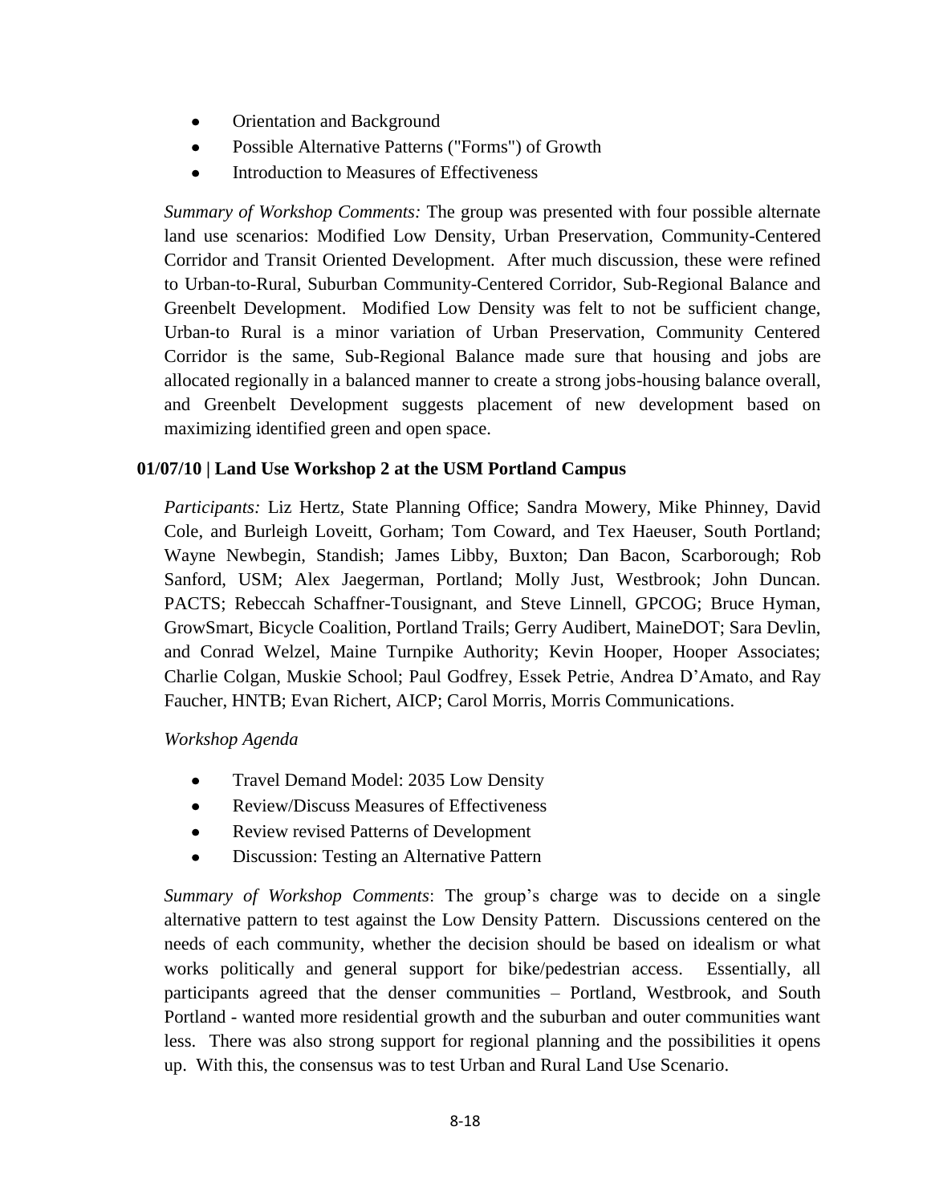- Orientation and Background
- Possible Alternative Patterns ("Forms") of Growth
- Introduction to Measures of Effectiveness

*Summary of Workshop Comments:* The group was presented with four possible alternate land use scenarios: Modified Low Density, Urban Preservation, Community-Centered Corridor and Transit Oriented Development. After much discussion, these were refined to Urban-to-Rural, Suburban Community-Centered Corridor, Sub-Regional Balance and Greenbelt Development. Modified Low Density was felt to not be sufficient change, Urban-to Rural is a minor variation of Urban Preservation, Community Centered Corridor is the same, Sub-Regional Balance made sure that housing and jobs are allocated regionally in a balanced manner to create a strong jobs-housing balance overall, and Greenbelt Development suggests placement of new development based on maximizing identified green and open space.

**01/07/10 | Land Use Workshop 2 at the USM Portland Campus**

*Participants:* Liz Hertz, State Planning Office; Sandra Mowery, Mike Phinney, David Cole, and Burleigh Loveitt, Gorham; Tom Coward, and Tex Haeuser, South Portland; Wayne Newbegin, Standish; James Libby, Buxton; Dan Bacon, Scarborough; Rob Sanford, USM; Alex Jaegerman, Portland; Molly Just, Westbrook; John Duncan. PACTS; Rebeccah Schaffner-Tousignant, and Steve Linnell, GPCOG; Bruce Hyman, GrowSmart, Bicycle Coalition, Portland Trails; Gerry Audibert, MaineDOT; Sara Devlin, and Conrad Welzel, Maine Turnpike Authority; Kevin Hooper, Hooper Associates; Charlie Colgan, Muskie School; Paul Godfrey, Essek Petrie, Andrea D'Amato, and Ray Faucher, HNTB; Evan Richert, AICP; Carol Morris, Morris Communications.

*Workshop Agenda*

- Travel Demand Model: 2035 Low Density
- Review/Discuss Measures of Effectiveness
- Review revised Patterns of Development
- Discussion: Testing an Alternative Pattern

*Summary of Workshop Comments*: The group's charge was to decide on a single alternative pattern to test against the Low Density Pattern. Discussions centered on the needs of each community, whether the decision should be based on idealism or what works politically and general support for bike/pedestrian access. Essentially, all participants agreed that the denser communities – Portland, Westbrook, and South Portland - wanted more residential growth and the suburban and outer communities want less. There was also strong support for regional planning and the possibilities it opens up. With this, the consensus was to test Urban and Rural Land Use Scenario.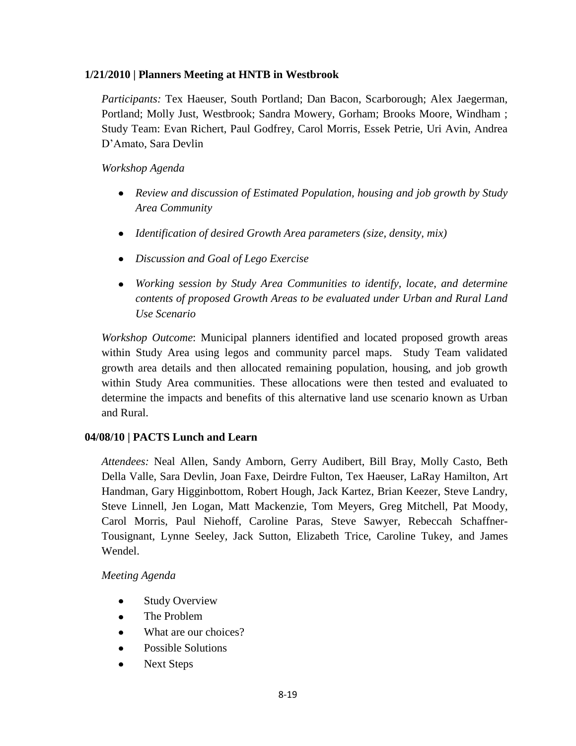**1/21/2010 | Planners Meeting at HNTB in Westbrook**

*Participants:* Tex Haeuser, South Portland; Dan Bacon, Scarborough; Alex Jaegerman, Portland; Molly Just, Westbrook; Sandra Mowery, Gorham; Brooks Moore, Windham ; Study Team: Evan Richert, Paul Godfrey, Carol Morris, Essek Petrie, Uri Avin, Andrea D'Amato, Sara Devlin

*Workshop Agenda*

- *Review and discussion of Estimated Population, housing and job growth by Study Area Community*
- *Identification of desired Growth Area parameters (size, density, mix)*
- *Discussion and Goal of Lego Exercise*
- *Working session by Study Area Communities to identify, locate, and determine contents of proposed Growth Areas to be evaluated under Urban and Rural Land Use Scenario*

*Workshop Outcome*: Municipal planners identified and located proposed growth areas within Study Area using legos and community parcel maps. Study Team validated growth area details and then allocated remaining population, housing, and job growth within Study Area communities. These allocations were then tested and evaluated to determine the impacts and benefits of this alternative land use scenario known as Urban and Rural.

**04/08/10 | PACTS Lunch and Learn**

*Attendees:* Neal Allen, Sandy Amborn, Gerry Audibert, Bill Bray, Molly Casto, Beth Della Valle, Sara Devlin, Joan Faxe, Deirdre Fulton, Tex Haeuser, LaRay Hamilton, Art Handman, Gary Higginbottom, Robert Hough, Jack Kartez, Brian Keezer, Steve Landry, Steve Linnell, Jen Logan, Matt Mackenzie, Tom Meyers, Greg Mitchell, Pat Moody, Carol Morris, Paul Niehoff, Caroline Paras, Steve Sawyer, Rebeccah Schaffner-Tousignant, Lynne Seeley, Jack Sutton, Elizabeth Trice, Caroline Tukey, and James Wendel.

*Meeting Agenda*

- Study Overview
- The Problem
- What are our choices?
- Possible Solutions
- Next Steps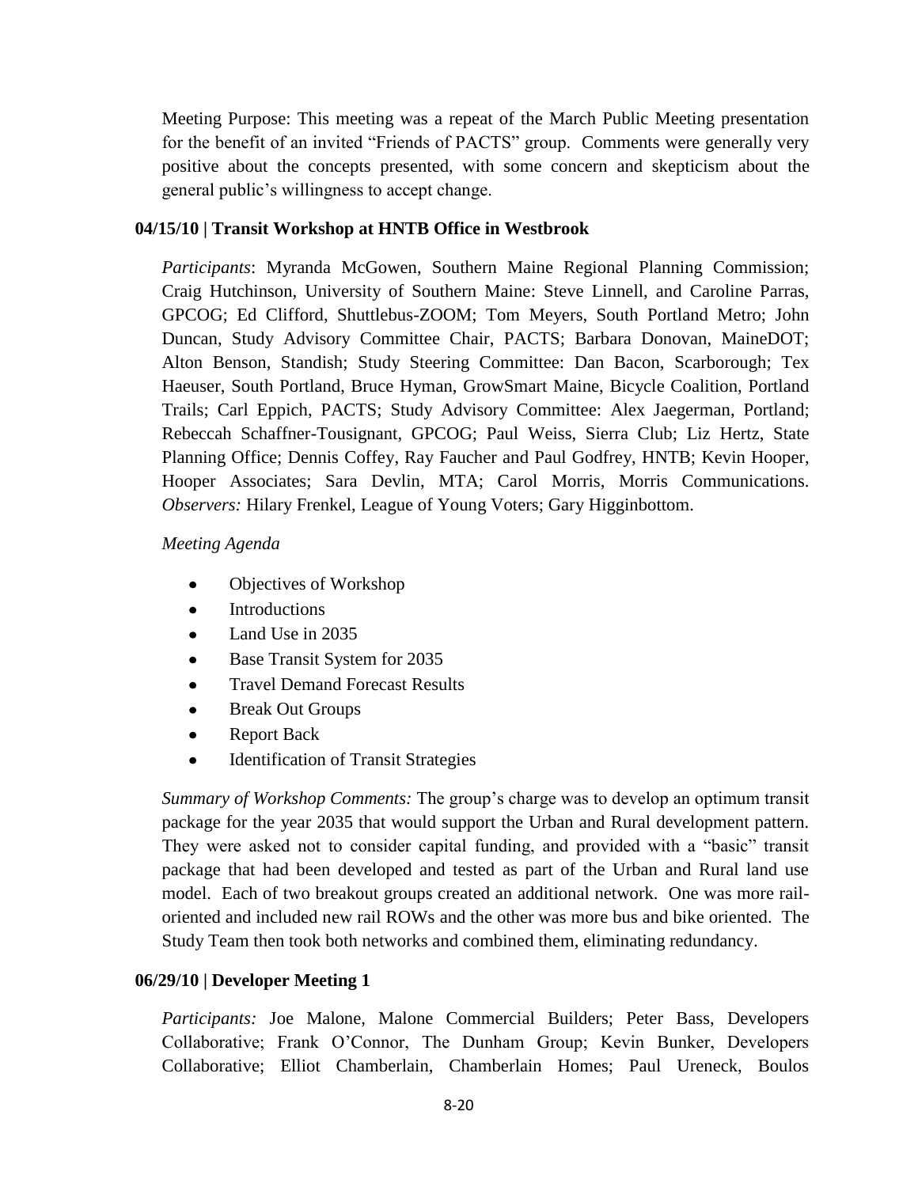Meeting Purpose: This meeting was a repeat of the March Public Meeting presentation for the benefit of an invited "Friends of PACTS" group. Comments were generally very positive about the concepts presented, with some concern and skepticism about the general public's willingness to accept change.

**04/15/10 | Transit Workshop at HNTB Office in Westbrook**

*Participants*: Myranda McGowen, Southern Maine Regional Planning Commission; Craig Hutchinson, University of Southern Maine: Steve Linnell, and Caroline Parras, GPCOG; Ed Clifford, Shuttlebus-ZOOM; Tom Meyers, South Portland Metro; John Duncan, Study Advisory Committee Chair, PACTS; Barbara Donovan, MaineDOT; Alton Benson, Standish; Study Steering Committee: Dan Bacon, Scarborough; Tex Haeuser, South Portland, Bruce Hyman, GrowSmart Maine, Bicycle Coalition, Portland Trails; Carl Eppich, PACTS; Study Advisory Committee: Alex Jaegerman, Portland; Rebeccah Schaffner-Tousignant, GPCOG; Paul Weiss, Sierra Club; Liz Hertz, State Planning Office; Dennis Coffey, Ray Faucher and Paul Godfrey, HNTB; Kevin Hooper, Hooper Associates; Sara Devlin, MTA; Carol Morris, Morris Communications. *Observers:* Hilary Frenkel, League of Young Voters; Gary Higginbottom.

*Meeting Agenda*

- Objectives of Workshop
- Introductions
- Land Use in 2035
- Base Transit System for 2035
- Travel Demand Forecast Results
- Break Out Groups
- Report Back
- Identification of Transit Strategies

*Summary of Workshop Comments:* The group's charge was to develop an optimum transit package for the year 2035 that would support the Urban and Rural development pattern. They were asked not to consider capital funding, and provided with a "basic" transit package that had been developed and tested as part of the Urban and Rural land use model. Each of two breakout groups created an additional network. One was more rail-oriented and included new rail ROWs and the other was more bus and bike oriented. The Study Team then took both networks and combined them, eliminating redundancy.

**06/29/10 | Developer Meeting 1**

*Participants:* Joe Malone, Malone Commercial Builders; Peter Bass, Developers Collaborative; Frank O'Connor, The Dunham Group; Kevin Bunker, Developers Collaborative; Elliot Chamberlain, Chamberlain Homes; Paul Ureneck, Boulos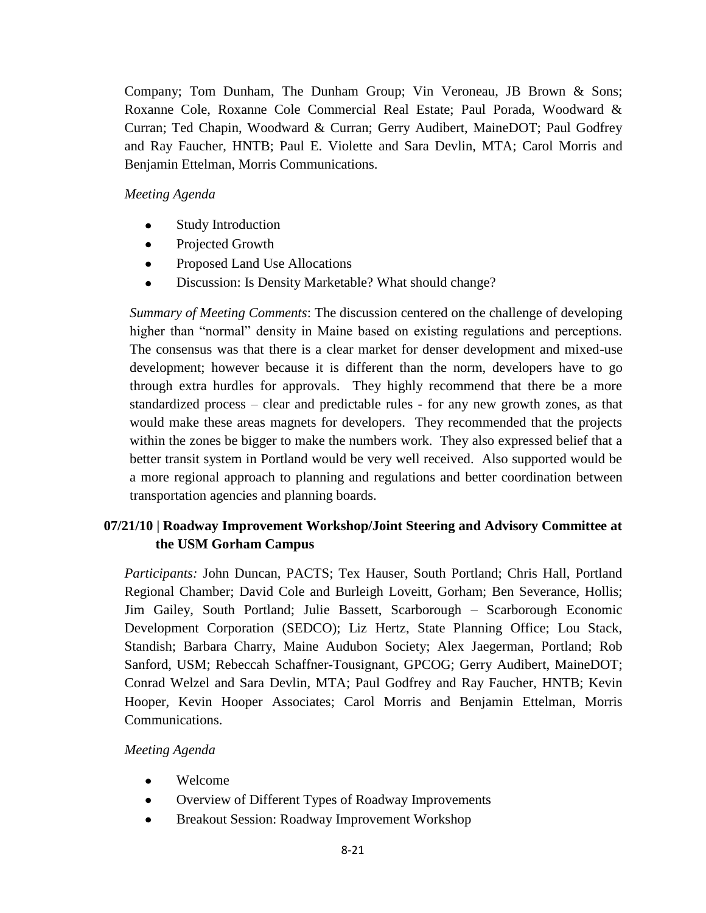Company; Tom Dunham, The Dunham Group; Vin Veroneau, JB Brown & Sons; Roxanne Cole, Roxanne Cole Commercial Real Estate; Paul Porada, Woodward & Curran; Ted Chapin, Woodward & Curran; Gerry Audibert, MaineDOT; Paul Godfrey and Ray Faucher, HNTB; Paul E. Violette and Sara Devlin, MTA; Carol Morris and Benjamin Ettelman, Morris Communications.

*Meeting Agenda*

- Study Introduction
- Projected Growth
- Proposed Land Use Allocations
- Discussion: Is Density Marketable? What should change?

*Summary of Meeting Comments*: The discussion centered on the challenge of developing higher than "normal" density in Maine based on existing regulations and perceptions. The consensus was that there is a clear market for denser development and mixed-use development; however because it is different than the norm, developers have to go through extra hurdles for approvals. They highly recommend that there be a more standardized process – clear and predictable rules - for any new growth zones, as that would make these areas magnets for developers. They recommended that the projects within the zones be bigger to make the numbers work. They also expressed belief that a better transit system in Portland would be very well received. Also supported would be a more regional approach to planning and regulations and better coordination between transportation agencies and planning boards.

**07/21/10 | Roadway Improvement Workshop/Joint Steering and Advisory Committee at the USM Gorham Campus**

*Participants:* John Duncan, PACTS; Tex Hauser, South Portland; Chris Hall, Portland Regional Chamber; David Cole and Burleigh Loveitt, Gorham; Ben Severance, Hollis; Jim Gailey, South Portland; Julie Bassett, Scarborough – Scarborough Economic Development Corporation (SEDCO); Liz Hertz, State Planning Office; Lou Stack, Standish; Barbara Charry, Maine Audubon Society; Alex Jaegerman, Portland; Rob Sanford, USM; Rebeccah Schaffner-Tousignant, GPCOG; Gerry Audibert, MaineDOT; Conrad Welzel and Sara Devlin, MTA; Paul Godfrey and Ray Faucher, HNTB; Kevin Hooper, Kevin Hooper Associates; Carol Morris and Benjamin Ettelman, Morris Communications.

*Meeting Agenda*

- Welcome
- Overview of Different Types of Roadway Improvements
- Breakout Session: Roadway Improvement Workshop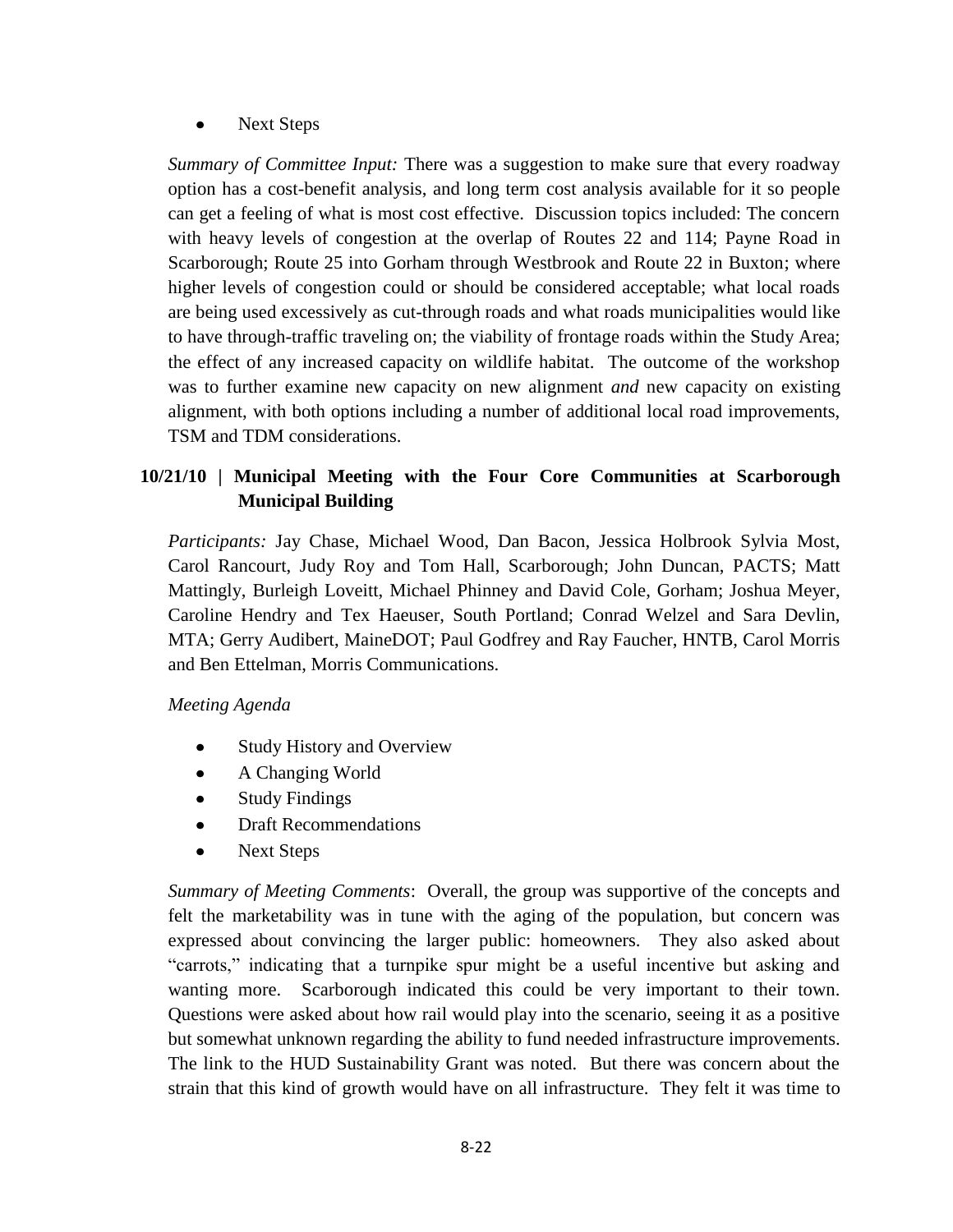- Next Steps

*Summary of Committee Input:* There was a suggestion to make sure that every roadway option has a cost-benefit analysis, and long term cost analysis available for it so people can get a feeling of what is most cost effective. Discussion topics included: The concern with heavy levels of congestion at the overlap of Routes 22 and 114; Payne Road in Scarborough; Route 25 into Gorham through Westbrook and Route 22 in Buxton; where higher levels of congestion could or should be considered acceptable; what local roads are being used excessively as cut-through roads and what roads municipalities would like to have through-traffic traveling on; the viability of frontage roads within the Study Area; the effect of any increased capacity on wildlife habitat. The outcome of the workshop was to further examine new capacity on new alignment *and* new capacity on existing alignment, with both options including a number of additional local road improvements, TSM and TDM considerations.

### 10/21/10 | Municipal Meeting with the Four Core Communities at Scarborough Municipal Building

*Participants:* Jay Chase, Michael Wood, Dan Bacon, Jessica Holbrook Sylvia Most, Carol Rancourt, Judy Roy and Tom Hall, Scarborough; John Duncan, PACTS; Matt Mattingly, Burleigh Loveitt, Michael Phinney and David Cole, Gorham; Joshua Meyer, Caroline Hendry and Tex Haeuser, South Portland; Conrad Welzel and Sara Devlin, MTA; Gerry Audibert, MaineDOT; Paul Godfrey and Ray Faucher, HNTB, Carol Morris and Ben Ettelman, Morris Communications.

*Meeting Agenda*

- Study History and Overview
- A Changing World
- Study Findings
- Draft Recommendations
- Next Steps

*Summary of Meeting Comments*: Overall, the group was supportive of the concepts and felt the marketability was in tune with the aging of the population, but concern was expressed about convincing the larger public: homeowners. They also asked about "carrots," indicating that a turnpike spur might be a useful incentive but asking and wanting more. Scarborough indicated this could be very important to their town. Questions were asked about how rail would play into the scenario, seeing it as a positive but somewhat unknown regarding the ability to fund needed infrastructure improvements. The link to the HUD Sustainability Grant was noted. But there was concern about the strain that this kind of growth would have on all infrastructure. They felt it was time to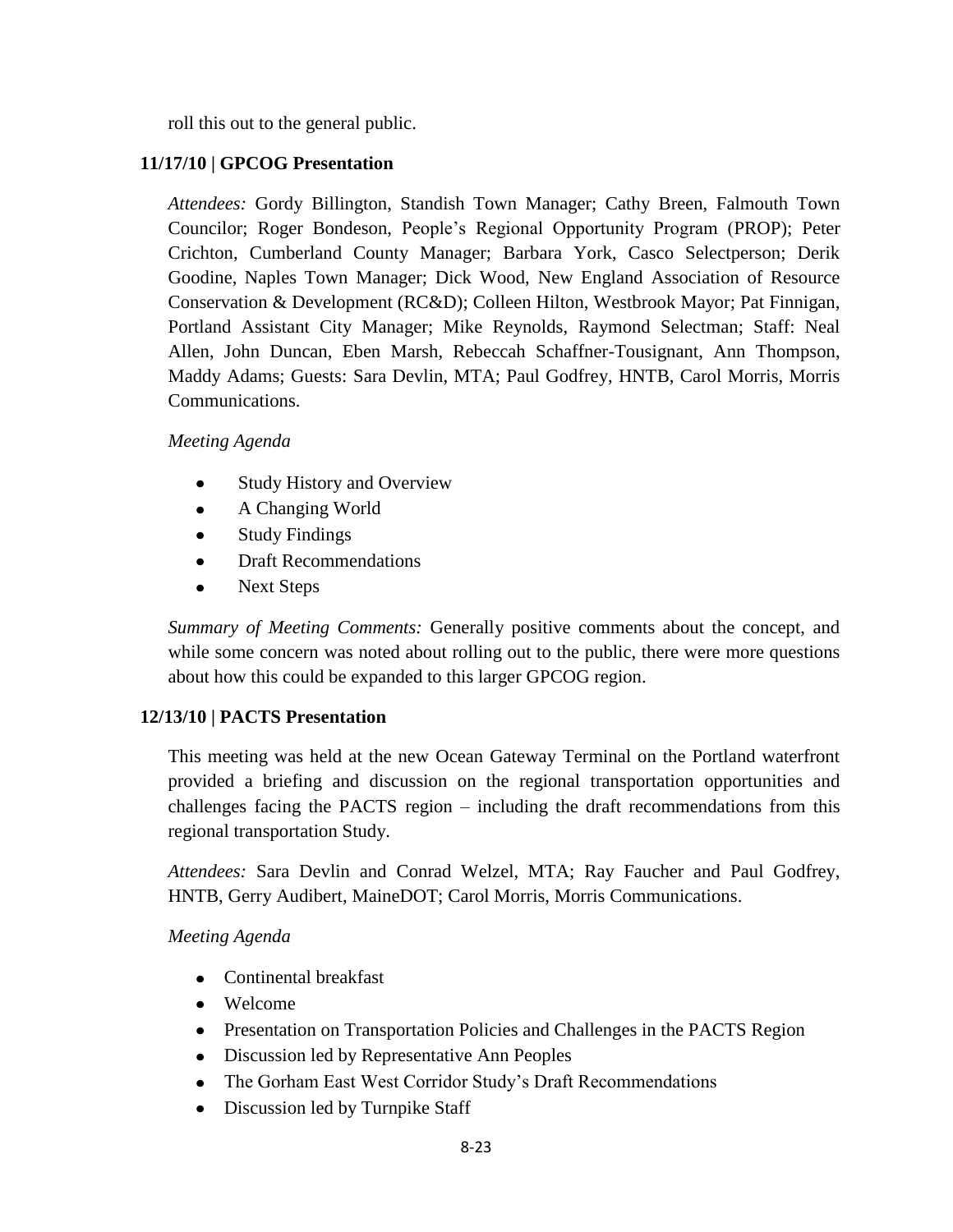roll this out to the general public.

**11/17/10 | GPCOG Presentation**

*Attendees:* Gordy Billington, Standish Town Manager; Cathy Breen, Falmouth Town Councilor; Roger Bondeson, People's Regional Opportunity Program (PROP); Peter Crichton, Cumberland County Manager; Barbara York, Casco Selectperson; Derik Goodine, Naples Town Manager; Dick Wood, New England Association of Resource Conservation & Development (RC&D); Colleen Hilton, Westbrook Mayor; Pat Finnigan, Portland Assistant City Manager; Mike Reynolds, Raymond Selectman; Staff: Neal Allen, John Duncan, Eben Marsh, Rebeccah Schaffner-Tousignant, Ann Thompson, Maddy Adams; Guests: Sara Devlin, MTA; Paul Godfrey, HNTB, Carol Morris, Morris Communications.

*Meeting Agenda*

- Study History and Overview
- A Changing World
- Study Findings
- Draft Recommendations
- Next Steps

*Summary of Meeting Comments:* Generally positive comments about the concept, and while some concern was noted about rolling out to the public, there were more questions about how this could be expanded to this larger GPCOG region.

**12/13/10 | PACTS Presentation**

This meeting was held at the new Ocean Gateway Terminal on the Portland waterfront provided a briefing and discussion on the regional transportation opportunities and challenges facing the PACTS region – including the draft recommendations from this regional transportation Study.

*Attendees:* Sara Devlin and Conrad Welzel, MTA; Ray Faucher and Paul Godfrey, HNTB, Gerry Audibert, MaineDOT; Carol Morris, Morris Communications.

*Meeting Agenda*

- Continental breakfast
- Welcome
- Presentation on Transportation Policies and Challenges in the PACTS Region
- Discussion led by Representative Ann Peoples
- The Gorham East West Corridor Study's Draft Recommendations
- Discussion led by Turnpike Staff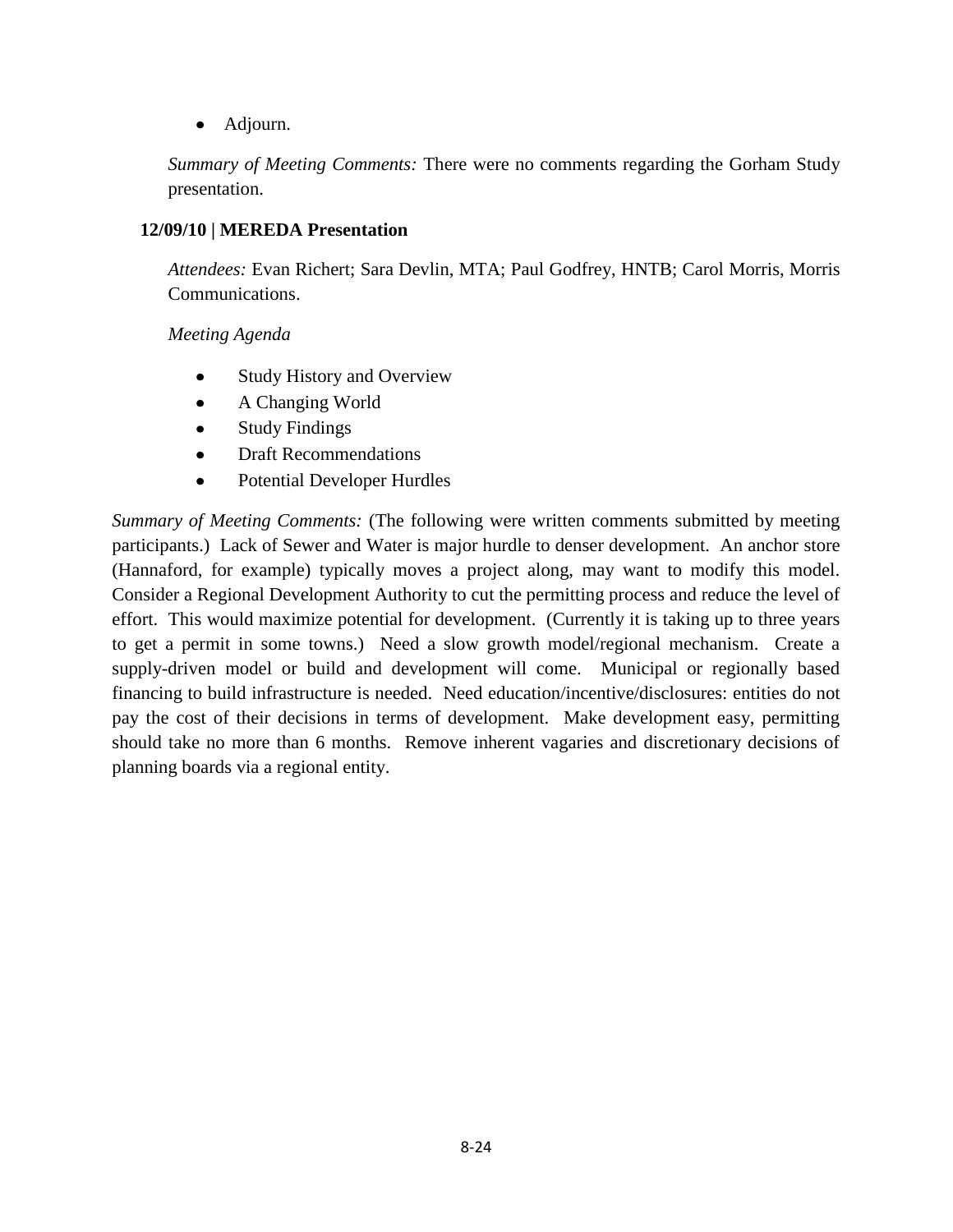- Adjourn.

*Summary of Meeting Comments:* There were no comments regarding the Gorham Study presentation.

**12/09/10 | MEREDA Presentation**

*Attendees:* Evan Richert; Sara Devlin, MTA; Paul Godfrey, HNTB; Carol Morris, Morris Communications.

*Meeting Agenda*

- Study History and Overview
- A Changing World
- Study Findings
- Draft Recommendations
- Potential Developer Hurdles

*Summary of Meeting Comments:* (The following were written comments submitted by meeting participants.) Lack of Sewer and Water is major hurdle to denser development. An anchor store (Hannaford, for example) typically moves a project along, may want to modify this model. Consider a Regional Development Authority to cut the permitting process and reduce the level of effort. This would maximize potential for development. (Currently it is taking up to three years to get a permit in some towns.) Need a slow growth model/regional mechanism. Create a supply-driven model or build and development will come. Municipal or regionally based financing to build infrastructure is needed. Need education/incentive/disclosures: entities do not pay the cost of their decisions in terms of development. Make development easy, permitting should take no more than 6 months. Remove inherent vagaries and discretionary decisions of planning boards via a regional entity.